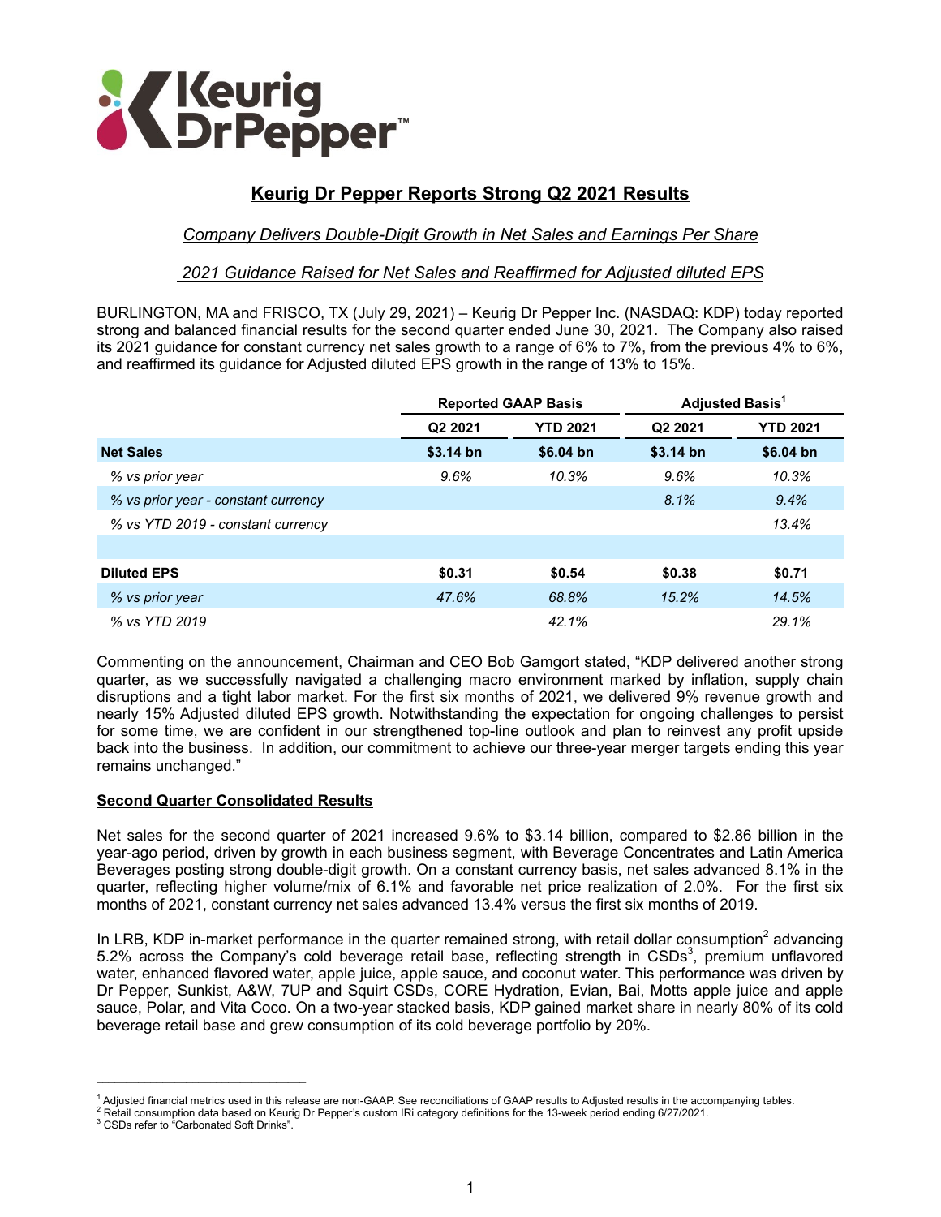# Keurig Dr Pepper Reports Strong Q2 2021 Results

*Company Delivers Double-Digit Growth in Net Sales and Earnings Per Share*

*2021 Guidance Raised for Net Sales and Reaffirmed for Adjusted diluted EPS*

BURLINGTON, MA and FRISCO, TX (July 29, 2021) – Keurig Dr Pepper Inc. (NASDAQ: KDP) today reported strong and balanced financial results for the second quarter ended June 30, 2021. The Company also raised its 2021 guidance for constant currency net sales growth to a range of 6% to 7%, from the previous 4% to 6%, and reaffirmed its guidance for Adjusted diluted EPS growth in the range of 13% to 15%.

| | Reported GAAP Basis | | Adjusted Basis[1] | |
|---|---|---|---|---|
| | Q2 2021 | YTD 2021 | Q2 2021 | YTD 2021 |
| **Net Sales** | **$3.14 bn** | **$6.04 bn** | **$3.14 bn** | **$6.04 bn** |
| *% vs prior year* | *9.6%* | *10.3%* | *9.6%* | *10.3%* |
| *% vs prior year - constant currency* | | | *8.1%* | *9.4%* |
| *% vs YTD 2019 - constant currency* | | | | *13.4%* |
| | | | | |
| **Diluted EPS** | **$0.31** | **$0.54** | **$0.38** | **$0.71** |
| *% vs prior year* | *47.6%* | *68.8%* | *15.2%* | *14.5%* |
| *% vs YTD 2019* | | *42.1%* | | *29.1%* |

Commenting on the announcement, Chairman and CEO Bob Gamgort stated, "KDP delivered another strong quarter, as we successfully navigated a challenging macro environment marked by inflation, supply chain disruptions and a tight labor market. For the first six months of 2021, we delivered 9% revenue growth and nearly 15% Adjusted diluted EPS growth. Notwithstanding the expectation for ongoing challenges to persist for some time, we are confident in our strengthened top-line outlook and plan to reinvest any profit upside back into the business. In addition, our commitment to achieve our three-year merger targets ending this year remains unchanged."

## Second Quarter Consolidated Results

Net sales for the second quarter of 2021 increased 9.6% to $3.14 billion, compared to $2.86 billion in the year-ago period, driven by growth in each business segment, with Beverage Concentrates and Latin America Beverages posting strong double-digit growth. On a constant currency basis, net sales advanced 8.1% in the quarter, reflecting higher volume/mix of 6.1% and favorable net price realization of 2.0%. For the first six months of 2021, constant currency net sales advanced 13.4% versus the first six months of 2019.

In LRB, KDP in-market performance in the quarter remained strong, with retail dollar consumption[2] advancing 5.2% across the Company's cold beverage retail base, reflecting strength in CSDs[3], premium unflavored water, enhanced flavored water, apple juice, apple sauce, and coconut water. This performance was driven by Dr Pepper, Sunkist, A&W, 7UP and Squirt CSDs, CORE Hydration, Evian, Bai, Motts apple juice and apple sauce, Polar, and Vita Coco. On a two-year stacked basis, KDP gained market share in nearly 80% of its cold beverage retail base and grew consumption of its cold beverage portfolio by 20%.

---

[1] Adjusted financial metrics used in this release are non-GAAP. See reconciliations of GAAP results to Adjusted results in the accompanying tables.
[2] Retail consumption data based on Keurig Dr Pepper's custom IRi category definitions for the 13-week period ending 6/27/2021.
[3] CSDs refer to "Carbonated Soft Drinks".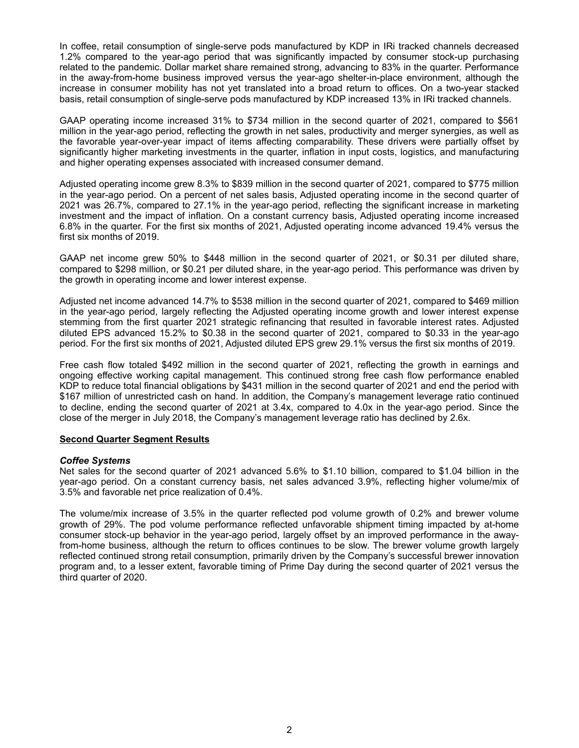In coffee, retail consumption of single-serve pods manufactured by KDP in IRi tracked channels decreased 1.2% compared to the year-ago period that was significantly impacted by consumer stock-up purchasing related to the pandemic. Dollar market share remained strong, advancing to 83% in the quarter. Performance in the away-from-home business improved versus the year-ago shelter-in-place environment, although the increase in consumer mobility has not yet translated into a broad return to offices. On a two-year stacked basis, retail consumption of single-serve pods manufactured by KDP increased 13% in IRi tracked channels.

GAAP operating income increased 31% to $734 million in the second quarter of 2021, compared to $561 million in the year-ago period, reflecting the growth in net sales, productivity and merger synergies, as well as the favorable year-over-year impact of items affecting comparability. These drivers were partially offset by significantly higher marketing investments in the quarter, inflation in input costs, logistics, and manufacturing and higher operating expenses associated with increased consumer demand.

Adjusted operating income grew 8.3% to $839 million in the second quarter of 2021, compared to $775 million in the year-ago period. On a percent of net sales basis, Adjusted operating income in the second quarter of 2021 was 26.7%, compared to 27.1% in the year-ago period, reflecting the significant increase in marketing investment and the impact of inflation. On a constant currency basis, Adjusted operating income increased 6.8% in the quarter. For the first six months of 2021, Adjusted operating income advanced 19.4% versus the first six months of 2019.

GAAP net income grew 50% to $448 million in the second quarter of 2021, or $0.31 per diluted share, compared to $298 million, or $0.21 per diluted share, in the year-ago period. This performance was driven by the growth in operating income and lower interest expense.

Adjusted net income advanced 14.7% to $538 million in the second quarter of 2021, compared to $469 million in the year-ago period, largely reflecting the Adjusted operating income growth and lower interest expense stemming from the first quarter 2021 strategic refinancing that resulted in favorable interest rates. Adjusted diluted EPS advanced 15.2% to $0.38 in the second quarter of 2021, compared to $0.33 in the year-ago period. For the first six months of 2021, Adjusted diluted EPS grew 29.1% versus the first six months of 2019.

Free cash flow totaled $492 million in the second quarter of 2021, reflecting the growth in earnings and ongoing effective working capital management. This continued strong free cash flow performance enabled KDP to reduce total financial obligations by $431 million in the second quarter of 2021 and end the period with $167 million of unrestricted cash on hand. In addition, the Company's management leverage ratio continued to decline, ending the second quarter of 2021 at 3.4x, compared to 4.0x in the year-ago period. Since the close of the merger in July 2018, the Company's management leverage ratio has declined by 2.6x.

## Second Quarter Segment Results

### *Coffee Systems*

Net sales for the second quarter of 2021 advanced 5.6% to $1.10 billion, compared to $1.04 billion in the year-ago period. On a constant currency basis, net sales advanced 3.9%, reflecting higher volume/mix of 3.5% and favorable net price realization of 0.4%.

The volume/mix increase of 3.5% in the quarter reflected pod volume growth of 0.2% and brewer volume growth of 29%. The pod volume performance reflected unfavorable shipment timing impacted by at-home consumer stock-up behavior in the year-ago period, largely offset by an improved performance in the away-from-home business, although the return to offices continues to be slow. The brewer volume growth largely reflected continued strong retail consumption, primarily driven by the Company's successful brewer innovation program and, to a lesser extent, favorable timing of Prime Day during the second quarter of 2021 versus the third quarter of 2020.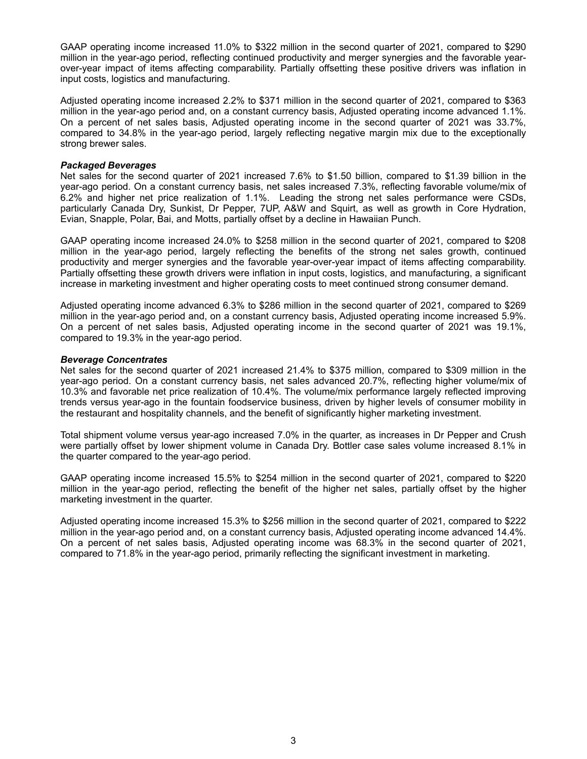GAAP operating income increased 11.0% to $322 million in the second quarter of 2021, compared to $290 million in the year-ago period, reflecting continued productivity and merger synergies and the favorable year-over-year impact of items affecting comparability. Partially offsetting these positive drivers was inflation in input costs, logistics and manufacturing.

Adjusted operating income increased 2.2% to $371 million in the second quarter of 2021, compared to $363 million in the year-ago period and, on a constant currency basis, Adjusted operating income advanced 1.1%. On a percent of net sales basis, Adjusted operating income in the second quarter of 2021 was 33.7%, compared to 34.8% in the year-ago period, largely reflecting negative margin mix due to the exceptionally strong brewer sales.

***Packaged Beverages***

Net sales for the second quarter of 2021 increased 7.6% to $1.50 billion, compared to $1.39 billion in the year-ago period. On a constant currency basis, net sales increased 7.3%, reflecting favorable volume/mix of 6.2% and higher net price realization of 1.1%. Leading the strong net sales performance were CSDs, particularly Canada Dry, Sunkist, Dr Pepper, 7UP, A&W and Squirt, as well as growth in Core Hydration, Evian, Snapple, Polar, Bai, and Motts, partially offset by a decline in Hawaiian Punch.

GAAP operating income increased 24.0% to $258 million in the second quarter of 2021, compared to $208 million in the year-ago period, largely reflecting the benefits of the strong net sales growth, continued productivity and merger synergies and the favorable year-over-year impact of items affecting comparability. Partially offsetting these growth drivers were inflation in input costs, logistics, and manufacturing, a significant increase in marketing investment and higher operating costs to meet continued strong consumer demand.

Adjusted operating income advanced 6.3% to $286 million in the second quarter of 2021, compared to $269 million in the year-ago period and, on a constant currency basis, Adjusted operating income increased 5.9%. On a percent of net sales basis, Adjusted operating income in the second quarter of 2021 was 19.1%, compared to 19.3% in the year-ago period.

***Beverage Concentrates***

Net sales for the second quarter of 2021 increased 21.4% to $375 million, compared to $309 million in the year-ago period. On a constant currency basis, net sales advanced 20.7%, reflecting higher volume/mix of 10.3% and favorable net price realization of 10.4%. The volume/mix performance largely reflected improving trends versus year-ago in the fountain foodservice business, driven by higher levels of consumer mobility in the restaurant and hospitality channels, and the benefit of significantly higher marketing investment.

Total shipment volume versus year-ago increased 7.0% in the quarter, as increases in Dr Pepper and Crush were partially offset by lower shipment volume in Canada Dry. Bottler case sales volume increased 8.1% in the quarter compared to the year-ago period.

GAAP operating income increased 15.5% to $254 million in the second quarter of 2021, compared to $220 million in the year-ago period, reflecting the benefit of the higher net sales, partially offset by the higher marketing investment in the quarter.

Adjusted operating income increased 15.3% to $256 million in the second quarter of 2021, compared to $222 million in the year-ago period and, on a constant currency basis, Adjusted operating income advanced 14.4%. On a percent of net sales basis, Adjusted operating income was 68.3% in the second quarter of 2021, compared to 71.8% in the year-ago period, primarily reflecting the significant investment in marketing.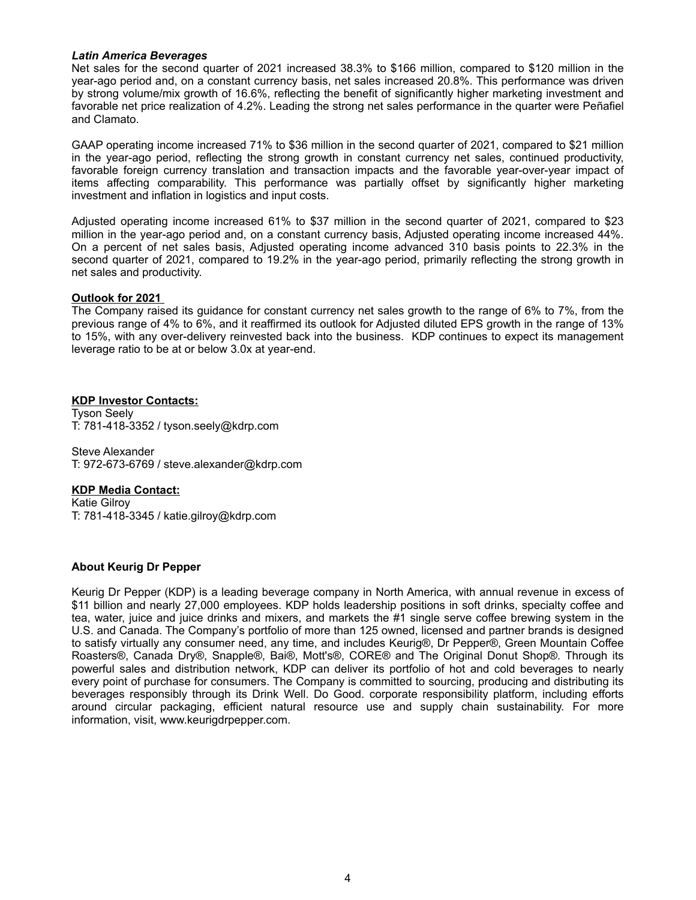***Latin America Beverages***

Net sales for the second quarter of 2021 increased 38.3% to $166 million, compared to $120 million in the year-ago period and, on a constant currency basis, net sales increased 20.8%. This performance was driven by strong volume/mix growth of 16.6%, reflecting the benefit of significantly higher marketing investment and favorable net price realization of 4.2%. Leading the strong net sales performance in the quarter were Peñafiel and Clamato.

GAAP operating income increased 71% to $36 million in the second quarter of 2021, compared to $21 million in the year-ago period, reflecting the strong growth in constant currency net sales, continued productivity, favorable foreign currency translation and transaction impacts and the favorable year-over-year impact of items affecting comparability. This performance was partially offset by significantly higher marketing investment and inflation in logistics and input costs.

Adjusted operating income increased 61% to $37 million in the second quarter of 2021, compared to $23 million in the year-ago period and, on a constant currency basis, Adjusted operating income increased 44%. On a percent of net sales basis, Adjusted operating income advanced 310 basis points to 22.3% in the second quarter of 2021, compared to 19.2% in the year-ago period, primarily reflecting the strong growth in net sales and productivity.

**Outlook for 2021**

The Company raised its guidance for constant currency net sales growth to the range of 6% to 7%, from the previous range of 4% to 6%, and it reaffirmed its outlook for Adjusted diluted EPS growth in the range of 13% to 15%, with any over-delivery reinvested back into the business. KDP continues to expect its management leverage ratio to be at or below 3.0x at year-end.

**KDP Investor Contacts:**

Tyson Seely
T: 781-418-3352 / tyson.seely@kdrp.com

Steve Alexander
T: 972-673-6769 / steve.alexander@kdrp.com

**KDP Media Contact:**

Katie Gilroy
T: 781-418-3345 / katie.gilroy@kdrp.com

**About Keurig Dr Pepper**

Keurig Dr Pepper (KDP) is a leading beverage company in North America, with annual revenue in excess of $11 billion and nearly 27,000 employees. KDP holds leadership positions in soft drinks, specialty coffee and tea, water, juice and juice drinks and mixers, and markets the #1 single serve coffee brewing system in the U.S. and Canada. The Company's portfolio of more than 125 owned, licensed and partner brands is designed to satisfy virtually any consumer need, any time, and includes Keurig®, Dr Pepper®, Green Mountain Coffee Roasters®, Canada Dry®, Snapple®, Bai®, Mott's®, CORE® and The Original Donut Shop®. Through its powerful sales and distribution network, KDP can deliver its portfolio of hot and cold beverages to nearly every point of purchase for consumers. The Company is committed to sourcing, producing and distributing its beverages responsibly through its Drink Well. Do Good. corporate responsibility platform, including efforts around circular packaging, efficient natural resource use and supply chain sustainability. For more information, visit, www.keurigdrpepper.com.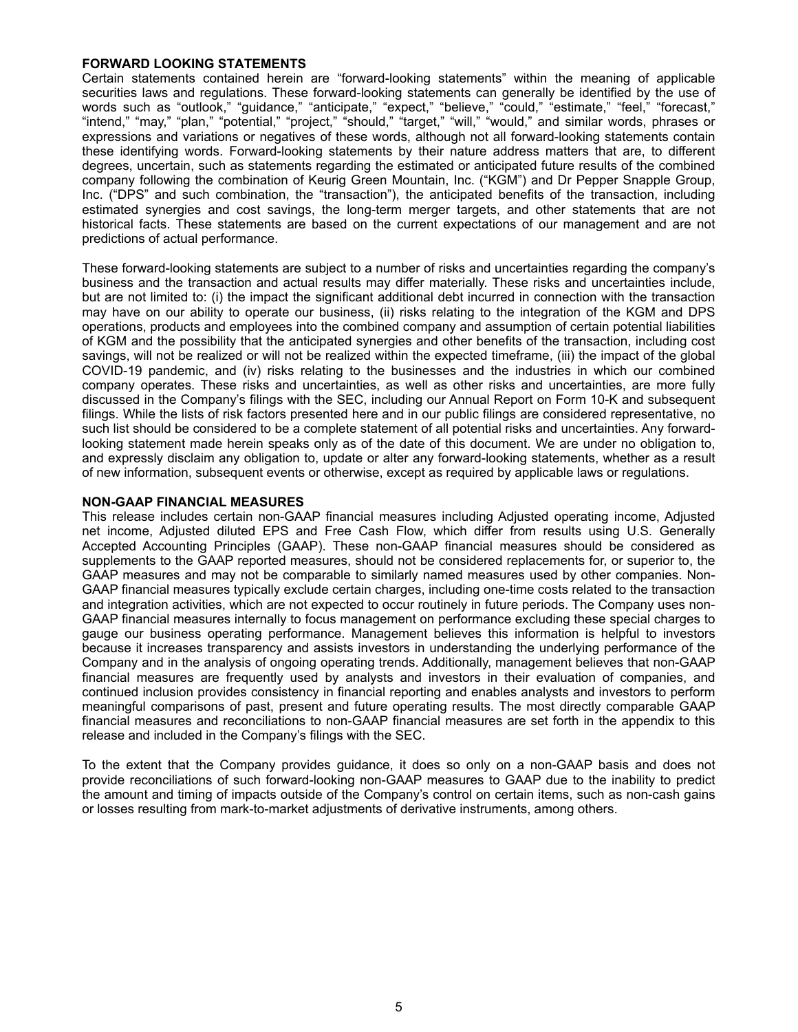## FORWARD LOOKING STATEMENTS

Certain statements contained herein are "forward-looking statements" within the meaning of applicable securities laws and regulations. These forward-looking statements can generally be identified by the use of words such as "outlook," "guidance," "anticipate," "expect," "believe," "could," "estimate," "feel," "forecast," "intend," "may," "plan," "potential," "project," "should," "target," "will," "would," and similar words, phrases or expressions and variations or negatives of these words, although not all forward-looking statements contain these identifying words. Forward-looking statements by their nature address matters that are, to different degrees, uncertain, such as statements regarding the estimated or anticipated future results of the combined company following the combination of Keurig Green Mountain, Inc. ("KGM") and Dr Pepper Snapple Group, Inc. ("DPS" and such combination, the "transaction"), the anticipated benefits of the transaction, including estimated synergies and cost savings, the long-term merger targets, and other statements that are not historical facts. These statements are based on the current expectations of our management and are not predictions of actual performance.

These forward-looking statements are subject to a number of risks and uncertainties regarding the company's business and the transaction and actual results may differ materially. These risks and uncertainties include, but are not limited to: (i) the impact the significant additional debt incurred in connection with the transaction may have on our ability to operate our business, (ii) risks relating to the integration of the KGM and DPS operations, products and employees into the combined company and assumption of certain potential liabilities of KGM and the possibility that the anticipated synergies and other benefits of the transaction, including cost savings, will not be realized or will not be realized within the expected timeframe, (iii) the impact of the global COVID-19 pandemic, and (iv) risks relating to the businesses and the industries in which our combined company operates. These risks and uncertainties, as well as other risks and uncertainties, are more fully discussed in the Company's filings with the SEC, including our Annual Report on Form 10-K and subsequent filings. While the lists of risk factors presented here and in our public filings are considered representative, no such list should be considered to be a complete statement of all potential risks and uncertainties. Any forward-looking statement made herein speaks only as of the date of this document. We are under no obligation to, and expressly disclaim any obligation to, update or alter any forward-looking statements, whether as a result of new information, subsequent events or otherwise, except as required by applicable laws or regulations.

## NON-GAAP FINANCIAL MEASURES

This release includes certain non-GAAP financial measures including Adjusted operating income, Adjusted net income, Adjusted diluted EPS and Free Cash Flow, which differ from results using U.S. Generally Accepted Accounting Principles (GAAP). These non-GAAP financial measures should be considered as supplements to the GAAP reported measures, should not be considered replacements for, or superior to, the GAAP measures and may not be comparable to similarly named measures used by other companies. Non-GAAP financial measures typically exclude certain charges, including one-time costs related to the transaction and integration activities, which are not expected to occur routinely in future periods. The Company uses non-GAAP financial measures internally to focus management on performance excluding these special charges to gauge our business operating performance. Management believes this information is helpful to investors because it increases transparency and assists investors in understanding the underlying performance of the Company and in the analysis of ongoing operating trends. Additionally, management believes that non-GAAP financial measures are frequently used by analysts and investors in their evaluation of companies, and continued inclusion provides consistency in financial reporting and enables analysts and investors to perform meaningful comparisons of past, present and future operating results. The most directly comparable GAAP financial measures and reconciliations to non-GAAP financial measures are set forth in the appendix to this release and included in the Company's filings with the SEC.

To the extent that the Company provides guidance, it does so only on a non-GAAP basis and does not provide reconciliations of such forward-looking non-GAAP measures to GAAP due to the inability to predict the amount and timing of impacts outside of the Company's control on certain items, such as non-cash gains or losses resulting from mark-to-market adjustments of derivative instruments, among others.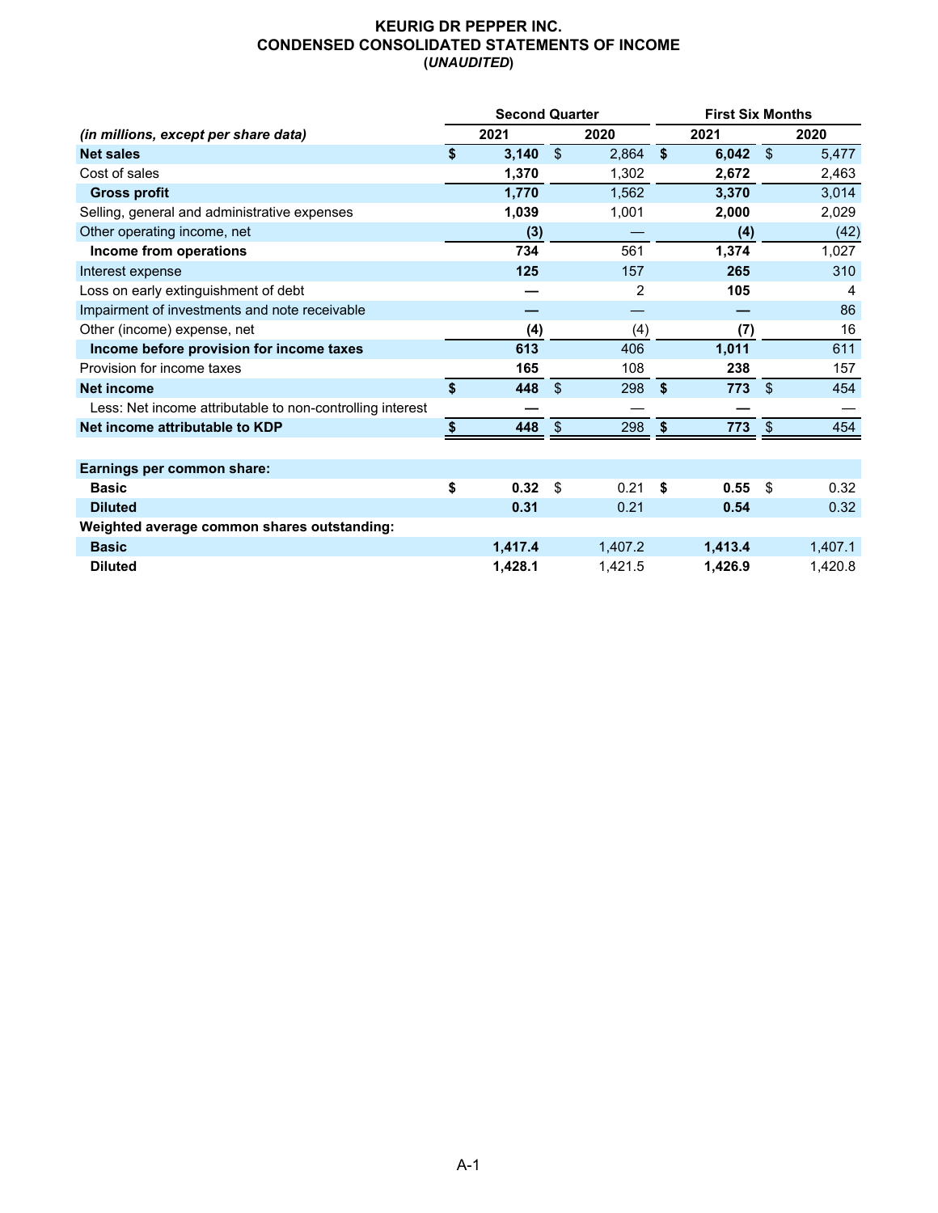# KEURIG DR PEPPER INC.
## CONDENSED CONSOLIDATED STATEMENTS OF INCOME
### (*UNAUDITED*)

| *(in millions, except per share data)* | Second Quarter 2021 | Second Quarter 2020 | First Six Months 2021 | First Six Months 2020 |
|---|---|---|---|---|
| **Net sales** | **$ 3,140** | $ 2,864 | **$ 6,042** | $ 5,477 |
| Cost of sales | **1,370** | 1,302 | **2,672** | 2,463 |
| **Gross profit** | **1,770** | 1,562 | **3,370** | 3,014 |
| Selling, general and administrative expenses | **1,039** | 1,001 | **2,000** | 2,029 |
| Other operating income, net | **(3)** | — | **(4)** | (42) |
| **Income from operations** | **734** | 561 | **1,374** | 1,027 |
| Interest expense | **125** | 157 | **265** | 310 |
| Loss on early extinguishment of debt | **—** | 2 | **105** | 4 |
| Impairment of investments and note receivable | **—** | — | **—** | 86 |
| Other (income) expense, net | **(4)** | (4) | **(7)** | 16 |
| **Income before provision for income taxes** | **613** | 406 | **1,011** | 611 |
| Provision for income taxes | **165** | 108 | **238** | 157 |
| **Net income** | **$ 448** | $ 298 | **$ 773** | $ 454 |
| Less: Net income attributable to non-controlling interest | **—** | — | **—** | — |
| **Net income attributable to KDP** | **$ 448** | $ 298 | **$ 773** | $ 454 |
| | | | | |
| **Earnings per common share:** | | | | |
| **Basic** | **$ 0.32** | $ 0.21 | **$ 0.55** | $ 0.32 |
| **Diluted** | **0.31** | 0.21 | **0.54** | 0.32 |
| **Weighted average common shares outstanding:** | | | | |
| **Basic** | **1,417.4** | 1,407.2 | **1,413.4** | 1,407.1 |
| **Diluted** | **1,428.1** | 1,421.5 | **1,426.9** | 1,420.8 |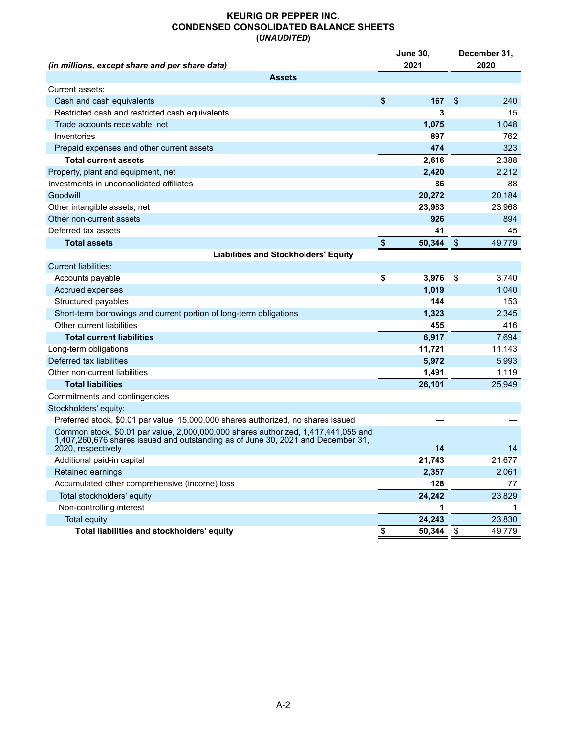# KEURIG DR PEPPER INC.
## CONDENSED CONSOLIDATED BALANCE SHEETS
### (*UNAUDITED*)

| *(in millions, except share and per share data)* | June 30, 2021 | December 31, 2020 |
|---|---|---|
| **Assets** | | |
| Current assets: | | |
| Cash and cash equivalents | $ 167 | $ 240 |
| Restricted cash and restricted cash equivalents | 3 | 15 |
| Trade accounts receivable, net | 1,075 | 1,048 |
| Inventories | 897 | 762 |
| Prepaid expenses and other current assets | 474 | 323 |
| **Total current assets** | 2,616 | 2,388 |
| Property, plant and equipment, net | 2,420 | 2,212 |
| Investments in unconsolidated affiliates | 86 | 88 |
| Goodwill | 20,272 | 20,184 |
| Other intangible assets, net | 23,983 | 23,968 |
| Other non-current assets | 926 | 894 |
| Deferred tax assets | 41 | 45 |
| **Total assets** | $ 50,344 | $ 49,779 |
| **Liabilities and Stockholders' Equity** | | |
| Current liabilities: | | |
| Accounts payable | $ 3,976 | $ 3,740 |
| Accrued expenses | 1,019 | 1,040 |
| Structured payables | 144 | 153 |
| Short-term borrowings and current portion of long-term obligations | 1,323 | 2,345 |
| Other current liabilities | 455 | 416 |
| **Total current liabilities** | 6,917 | 7,694 |
| Long-term obligations | 11,721 | 11,143 |
| Deferred tax liabilities | 5,972 | 5,993 |
| Other non-current liabilities | 1,491 | 1,119 |
| **Total liabilities** | 26,101 | 25,949 |
| Commitments and contingencies | | |
| Stockholders' equity: | | |
| Preferred stock, $0.01 par value, 15,000,000 shares authorized, no shares issued | — | — |
| Common stock, $0.01 par value, 2,000,000,000 shares authorized, 1,417,441,055 and 1,407,260,676 shares issued and outstanding as of June 30, 2021 and December 31, 2020, respectively | 14 | 14 |
| Additional paid-in capital | 21,743 | 21,677 |
| Retained earnings | 2,357 | 2,061 |
| Accumulated other comprehensive (income) loss | 128 | 77 |
| Total stockholders' equity | 24,242 | 23,829 |
| Non-controlling interest | 1 | 1 |
| Total equity | 24,243 | 23,830 |
| **Total liabilities and stockholders' equity** | $ 50,344 | $ 49,779 |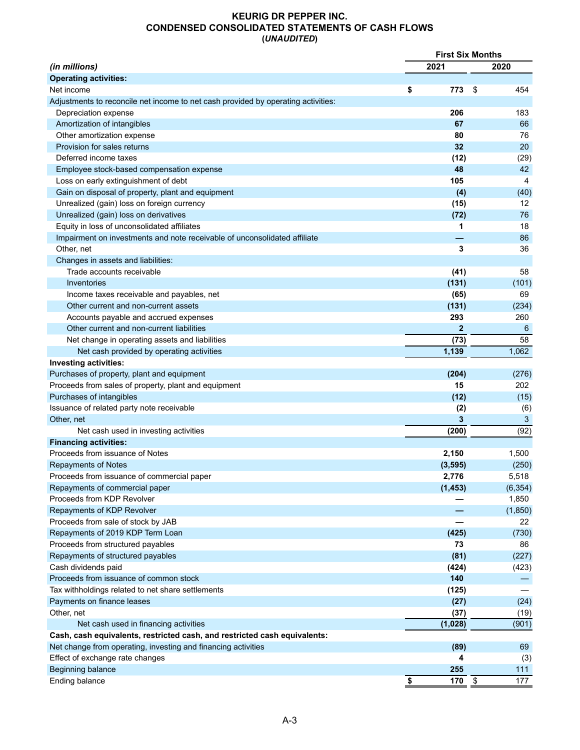# KEURIG DR PEPPER INC.
## CONDENSED CONSOLIDATED STATEMENTS OF CASH FLOWS
### (*UNAUDITED*)

| *(in millions)* | First Six Months 2021 | First Six Months 2020 |
|---|---|---|
| **Operating activities:** | | |
| Net income | **$ 773** | $ 454 |
| Adjustments to reconcile net income to net cash provided by operating activities: | | |
| Depreciation expense | **206** | 183 |
| Amortization of intangibles | **67** | 66 |
| Other amortization expense | **80** | 76 |
| Provision for sales returns | **32** | 20 |
| Deferred income taxes | **(12)** | (29) |
| Employee stock-based compensation expense | **48** | 42 |
| Loss on early extinguishment of debt | **105** | 4 |
| Gain on disposal of property, plant and equipment | **(4)** | (40) |
| Unrealized (gain) loss on foreign currency | **(15)** | 12 |
| Unrealized (gain) loss on derivatives | **(72)** | 76 |
| Equity in loss of unconsolidated affiliates | **1** | 18 |
| Impairment on investments and note receivable of unconsolidated affiliate | **—** | 86 |
| Other, net | **3** | 36 |
| Changes in assets and liabilities: | | |
| Trade accounts receivable | **(41)** | 58 |
| Inventories | **(131)** | (101) |
| Income taxes receivable and payables, net | **(65)** | 69 |
| Other current and non-current assets | **(131)** | (234) |
| Accounts payable and accrued expenses | **293** | 260 |
| Other current and non-current liabilities | **2** | 6 |
| Net change in operating assets and liabilities | **(73)** | 58 |
| Net cash provided by operating activities | **1,139** | 1,062 |
| **Investing activities:** | | |
| Purchases of property, plant and equipment | **(204)** | (276) |
| Proceeds from sales of property, plant and equipment | **15** | 202 |
| Purchases of intangibles | **(12)** | (15) |
| Issuance of related party note receivable | **(2)** | (6) |
| Other, net | **3** | 3 |
| Net cash used in investing activities | **(200)** | (92) |
| **Financing activities:** | | |
| Proceeds from issuance of Notes | **2,150** | 1,500 |
| Repayments of Notes | **(3,595)** | (250) |
| Proceeds from issuance of commercial paper | **2,776** | 5,518 |
| Repayments of commercial paper | **(1,453)** | (6,354) |
| Proceeds from KDP Revolver | **—** | 1,850 |
| Repayments of KDP Revolver | **—** | (1,850) |
| Proceeds from sale of stock by JAB | **—** | 22 |
| Repayments of 2019 KDP Term Loan | **(425)** | (730) |
| Proceeds from structured payables | **73** | 86 |
| Repayments of structured payables | **(81)** | (227) |
| Cash dividends paid | **(424)** | (423) |
| Proceeds from issuance of common stock | **140** | — |
| Tax withholdings related to net share settlements | **(125)** | — |
| Payments on finance leases | **(27)** | (24) |
| Other, net | **(37)** | (19) |
| Net cash used in financing activities | **(1,028)** | (901) |
| **Cash, cash equivalents, restricted cash, and restricted cash equivalents:** | | |
| Net change from operating, investing and financing activities | **(89)** | 69 |
| Effect of exchange rate changes | **4** | (3) |
| Beginning balance | **255** | 111 |
| Ending balance | **$ 170** | $ 177 |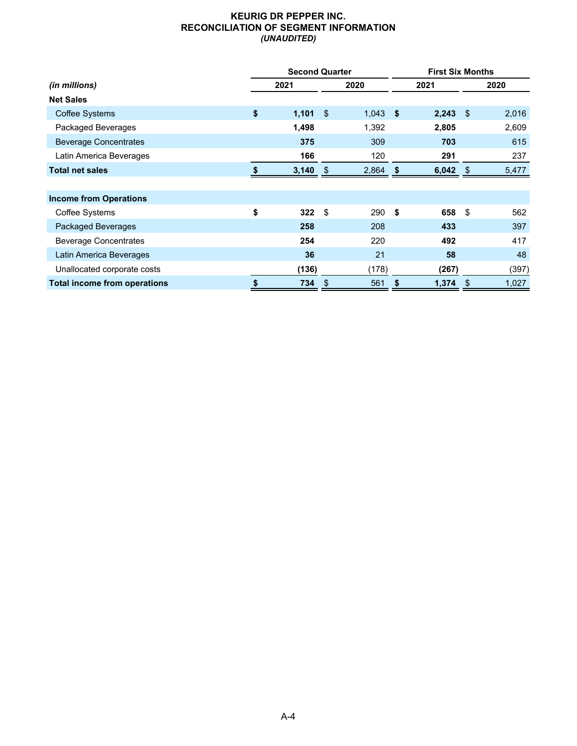# KEURIG DR PEPPER INC.
## RECONCILIATION OF SEGMENT INFORMATION
*(UNAUDITED)*

| *(in millions)* | Second Quarter | | First Six Months | |
|---|---|---|---|---|
| | **2021** | **2020** | **2021** | **2020** |
| **Net Sales** | | | | |
| Coffee Systems | **$ 1,101** | $ 1,043 | **$ 2,243** | $ 2,016 |
| Packaged Beverages | **1,498** | 1,392 | **2,805** | 2,609 |
| Beverage Concentrates | **375** | 309 | **703** | 615 |
| Latin America Beverages | **166** | 120 | **291** | 237 |
| **Total net sales** | **$ 3,140** | $ 2,864 | **$ 6,042** | $ 5,477 |
| | | | | |
| **Income from Operations** | | | | |
| Coffee Systems | **$ 322** | $ 290 | **$ 658** | $ 562 |
| Packaged Beverages | **258** | 208 | **433** | 397 |
| Beverage Concentrates | **254** | 220 | **492** | 417 |
| Latin America Beverages | **36** | 21 | **58** | 48 |
| Unallocated corporate costs | **(136)** | (178) | **(267)** | (397) |
| **Total income from operations** | **$ 734** | $ 561 | **$ 1,374** | $ 1,027 |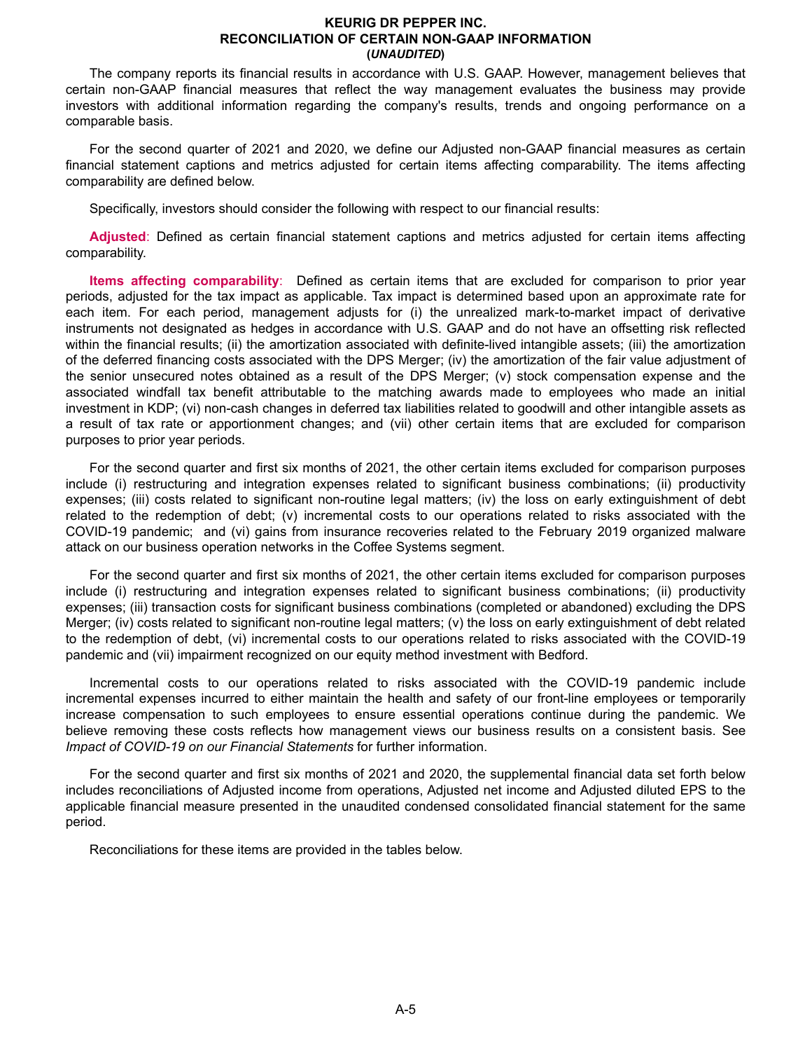# KEURIG DR PEPPER INC.
## RECONCILIATION OF CERTAIN NON-GAAP INFORMATION
### (*UNAUDITED*)

The company reports its financial results in accordance with U.S. GAAP. However, management believes that certain non-GAAP financial measures that reflect the way management evaluates the business may provide investors with additional information regarding the company's results, trends and ongoing performance on a comparable basis.

For the second quarter of 2021 and 2020, we define our Adjusted non-GAAP financial measures as certain financial statement captions and metrics adjusted for certain items affecting comparability. The items affecting comparability are defined below.

Specifically, investors should consider the following with respect to our financial results:

**Adjusted**: Defined as certain financial statement captions and metrics adjusted for certain items affecting comparability.

**Items affecting comparability**: Defined as certain items that are excluded for comparison to prior year periods, adjusted for the tax impact as applicable. Tax impact is determined based upon an approximate rate for each item. For each period, management adjusts for (i) the unrealized mark-to-market impact of derivative instruments not designated as hedges in accordance with U.S. GAAP and do not have an offsetting risk reflected within the financial results; (ii) the amortization associated with definite-lived intangible assets; (iii) the amortization of the deferred financing costs associated with the DPS Merger; (iv) the amortization of the fair value adjustment of the senior unsecured notes obtained as a result of the DPS Merger; (v) stock compensation expense and the associated windfall tax benefit attributable to the matching awards made to employees who made an initial investment in KDP; (vi) non-cash changes in deferred tax liabilities related to goodwill and other intangible assets as a result of tax rate or apportionment changes; and (vii) other certain items that are excluded for comparison purposes to prior year periods.

For the second quarter and first six months of 2021, the other certain items excluded for comparison purposes include (i) restructuring and integration expenses related to significant business combinations; (ii) productivity expenses; (iii) costs related to significant non-routine legal matters; (iv) the loss on early extinguishment of debt related to the redemption of debt; (v) incremental costs to our operations related to risks associated with the COVID-19 pandemic; and (vi) gains from insurance recoveries related to the February 2019 organized malware attack on our business operation networks in the Coffee Systems segment.

For the second quarter and first six months of 2021, the other certain items excluded for comparison purposes include (i) restructuring and integration expenses related to significant business combinations; (ii) productivity expenses; (iii) transaction costs for significant business combinations (completed or abandoned) excluding the DPS Merger; (iv) costs related to significant non-routine legal matters; (v) the loss on early extinguishment of debt related to the redemption of debt, (vi) incremental costs to our operations related to risks associated with the COVID-19 pandemic and (vii) impairment recognized on our equity method investment with Bedford.

Incremental costs to our operations related to risks associated with the COVID-19 pandemic include incremental expenses incurred to either maintain the health and safety of our front-line employees or temporarily increase compensation to such employees to ensure essential operations continue during the pandemic. We believe removing these costs reflects how management views our business results on a consistent basis. See *Impact of COVID-19 on our Financial Statements* for further information.

For the second quarter and first six months of 2021 and 2020, the supplemental financial data set forth below includes reconciliations of Adjusted income from operations, Adjusted net income and Adjusted diluted EPS to the applicable financial measure presented in the unaudited condensed consolidated financial statement for the same period.

Reconciliations for these items are provided in the tables below.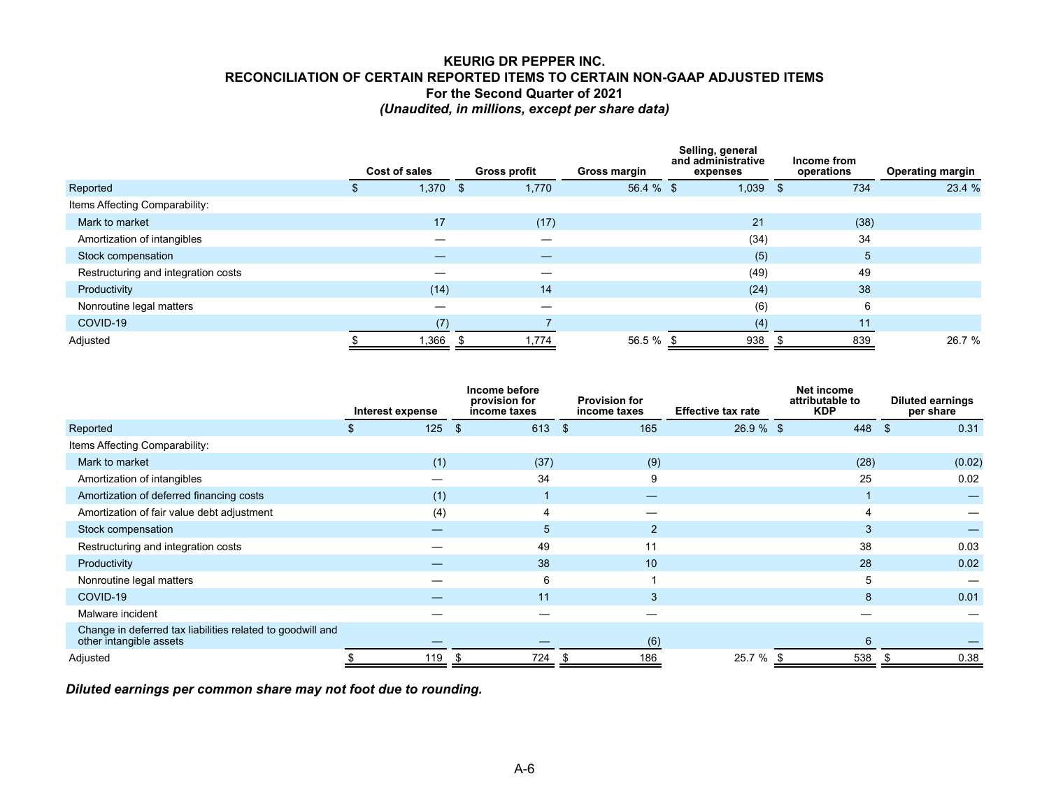**KEURIG DR PEPPER INC.**
**RECONCILIATION OF CERTAIN REPORTED ITEMS TO CERTAIN NON-GAAP ADJUSTED ITEMS**
**For the Second Quarter of 2021**
***(Unaudited, in millions, except per share data)***

| | Cost of sales | Gross profit | Gross margin | Selling, general and administrative expenses | Income from operations | Operating margin |
|---|---|---|---|---|---|---|
| Reported | $ 1,370 | $ 1,770 | 56.4 % | $ 1,039 | $ 734 | 23.4 % |
| Items Affecting Comparability: | | | | | | |
| Mark to market | 17 | (17) | | 21 | (38) | |
| Amortization of intangibles | — | — | | (34) | 34 | |
| Stock compensation | — | — | | (5) | 5 | |
| Restructuring and integration costs | — | — | | (49) | 49 | |
| Productivity | (14) | 14 | | (24) | 38 | |
| Nonroutine legal matters | — | — | | (6) | 6 | |
| COVID-19 | (7) | 7 | | (4) | 11 | |
| Adjusted | $ 1,366 | $ 1,774 | 56.5 % | $ 938 | $ 839 | 26.7 % |

| | Interest expense | Income before provision for income taxes | Provision for income taxes | Effective tax rate | Net income attributable to KDP | Diluted earnings per share |
|---|---|---|---|---|---|---|
| Reported | $ 125 | $ 613 | $ 165 | 26.9 % | $ 448 | $ 0.31 |
| Items Affecting Comparability: | | | | | | |
| Mark to market | (1) | (37) | (9) | | (28) | (0.02) |
| Amortization of intangibles | — | 34 | 9 | | 25 | 0.02 |
| Amortization of deferred financing costs | (1) | 1 | — | | 1 | — |
| Amortization of fair value debt adjustment | (4) | 4 | — | | 4 | — |
| Stock compensation | — | 5 | 2 | | 3 | — |
| Restructuring and integration costs | — | 49 | 11 | | 38 | 0.03 |
| Productivity | — | 38 | 10 | | 28 | 0.02 |
| Nonroutine legal matters | — | 6 | 1 | | 5 | — |
| COVID-19 | — | 11 | 3 | | 8 | 0.01 |
| Malware incident | — | — | — | | — | — |
| Change in deferred tax liabilities related to goodwill and other intangible assets | — | — | (6) | | 6 | — |
| Adjusted | $ 119 | $ 724 | $ 186 | 25.7 % | $ 538 | $ 0.38 |

***Diluted earnings per common share may not foot due to rounding.***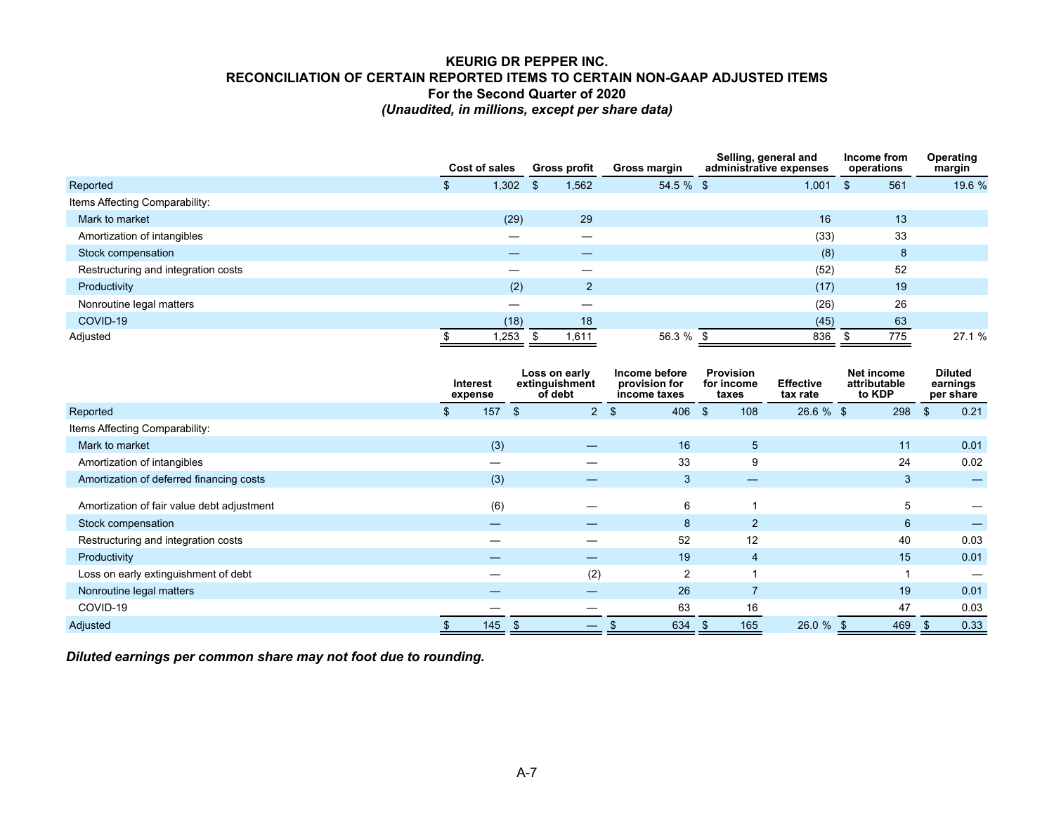**KEURIG DR PEPPER INC.**
**RECONCILIATION OF CERTAIN REPORTED ITEMS TO CERTAIN NON-GAAP ADJUSTED ITEMS**
**For the Second Quarter of 2020**
***(Unaudited, in millions, except per share data)***

| | Cost of sales | Gross profit | Gross margin | Selling, general and administrative expenses | Income from operations | Operating margin |
|---|---|---|---|---|---|---|
| Reported | $ 1,302 | $ 1,562 | 54.5 % | $ 1,001 | $ 561 | 19.6 % |
| Items Affecting Comparability: | | | | | | |
| Mark to market | (29) | 29 | | 16 | 13 | |
| Amortization of intangibles | — | — | | (33) | 33 | |
| Stock compensation | — | — | | (8) | 8 | |
| Restructuring and integration costs | — | — | | (52) | 52 | |
| Productivity | (2) | 2 | | (17) | 19 | |
| Nonroutine legal matters | — | — | | (26) | 26 | |
| COVID-19 | (18) | 18 | | (45) | 63 | |
| Adjusted | $ 1,253 | $ 1,611 | 56.3 % | $ 836 | $ 775 | 27.1 % |

| | Interest expense | Loss on early extinguishment of debt | Income before provision for income taxes | Provision for income taxes | Effective tax rate | Net income attributable to KDP | Diluted earnings per share |
|---|---|---|---|---|---|---|---|
| Reported | $ 157 | $ 2 | $ 406 | $ 108 | 26.6 % | $ 298 | $ 0.21 |
| Items Affecting Comparability: | | | | | | | |
| Mark to market | (3) | — | 16 | 5 | | 11 | 0.01 |
| Amortization of intangibles | — | — | 33 | 9 | | 24 | 0.02 |
| Amortization of deferred financing costs | (3) | — | 3 | — | | 3 | — |
| Amortization of fair value debt adjustment | (6) | — | 6 | 1 | | 5 | — |
| Stock compensation | — | — | 8 | 2 | | 6 | — |
| Restructuring and integration costs | — | — | 52 | 12 | | 40 | 0.03 |
| Productivity | — | — | 19 | 4 | | 15 | 0.01 |
| Loss on early extinguishment of debt | — | (2) | 2 | 1 | | 1 | — |
| Nonroutine legal matters | — | — | 26 | 7 | | 19 | 0.01 |
| COVID-19 | — | — | 63 | 16 | | 47 | 0.03 |
| Adjusted | $ 145 | $ — | $ 634 | $ 165 | 26.0 % | $ 469 | $ 0.33 |

***Diluted earnings per common share may not foot due to rounding.***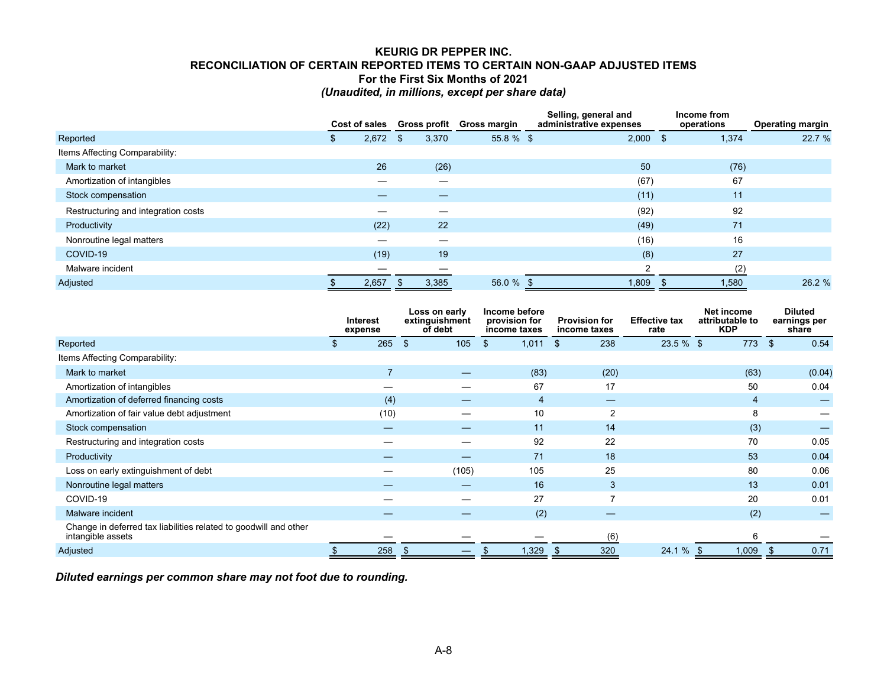**KEURIG DR PEPPER INC.**
**RECONCILIATION OF CERTAIN REPORTED ITEMS TO CERTAIN NON-GAAP ADJUSTED ITEMS**
**For the First Six Months of 2021**
***(Unaudited, in millions, except per share data)***

| | Cost of sales | Gross profit | Gross margin | Selling, general and administrative expenses | Income from operations | Operating margin |
|---|---|---|---|---|---|---|
| Reported | $ 2,672 | $ 3,370 | 55.8 % | $ 2,000 | $ 1,374 | 22.7 % |
| Items Affecting Comparability: | | | | | | |
| Mark to market | 26 | (26) | | 50 | (76) | |
| Amortization of intangibles | — | — | | (67) | 67 | |
| Stock compensation | — | — | | (11) | 11 | |
| Restructuring and integration costs | — | — | | (92) | 92 | |
| Productivity | (22) | 22 | | (49) | 71 | |
| Nonroutine legal matters | — | — | | (16) | 16 | |
| COVID-19 | (19) | 19 | | (8) | 27 | |
| Malware incident | — | — | | 2 | (2) | |
| Adjusted | $ 2,657 | $ 3,385 | 56.0 % | $ 1,809 | $ 1,580 | 26.2 % |

| | Interest expense | Loss on early extinguishment of debt | Income before provision for income taxes | Provision for income taxes | Effective tax rate | Net income attributable to KDP | Diluted earnings per share |
|---|---|---|---|---|---|---|---|
| Reported | $ 265 | $ 105 | $ 1,011 | $ 238 | 23.5 % | $ 773 | $ 0.54 |
| Items Affecting Comparability: | | | | | | | |
| Mark to market | 7 | — | (83) | (20) | | (63) | (0.04) |
| Amortization of intangibles | — | — | 67 | 17 | | 50 | 0.04 |
| Amortization of deferred financing costs | (4) | — | 4 | — | | 4 | — |
| Amortization of fair value debt adjustment | (10) | — | 10 | 2 | | 8 | — |
| Stock compensation | — | — | 11 | 14 | | (3) | — |
| Restructuring and integration costs | — | — | 92 | 22 | | 70 | 0.05 |
| Productivity | — | — | 71 | 18 | | 53 | 0.04 |
| Loss on early extinguishment of debt | — | (105) | 105 | 25 | | 80 | 0.06 |
| Nonroutine legal matters | — | — | 16 | 3 | | 13 | 0.01 |
| COVID-19 | — | — | 27 | 7 | | 20 | 0.01 |
| Malware incident | — | — | (2) | — | | (2) | — |
| Change in deferred tax liabilities related to goodwill and other intangible assets | — | — | — | (6) | | 6 | — |
| Adjusted | $ 258 | $ — | $ 1,329 | $ 320 | 24.1 % | $ 1,009 | $ 0.71 |

***Diluted earnings per common share may not foot due to rounding.***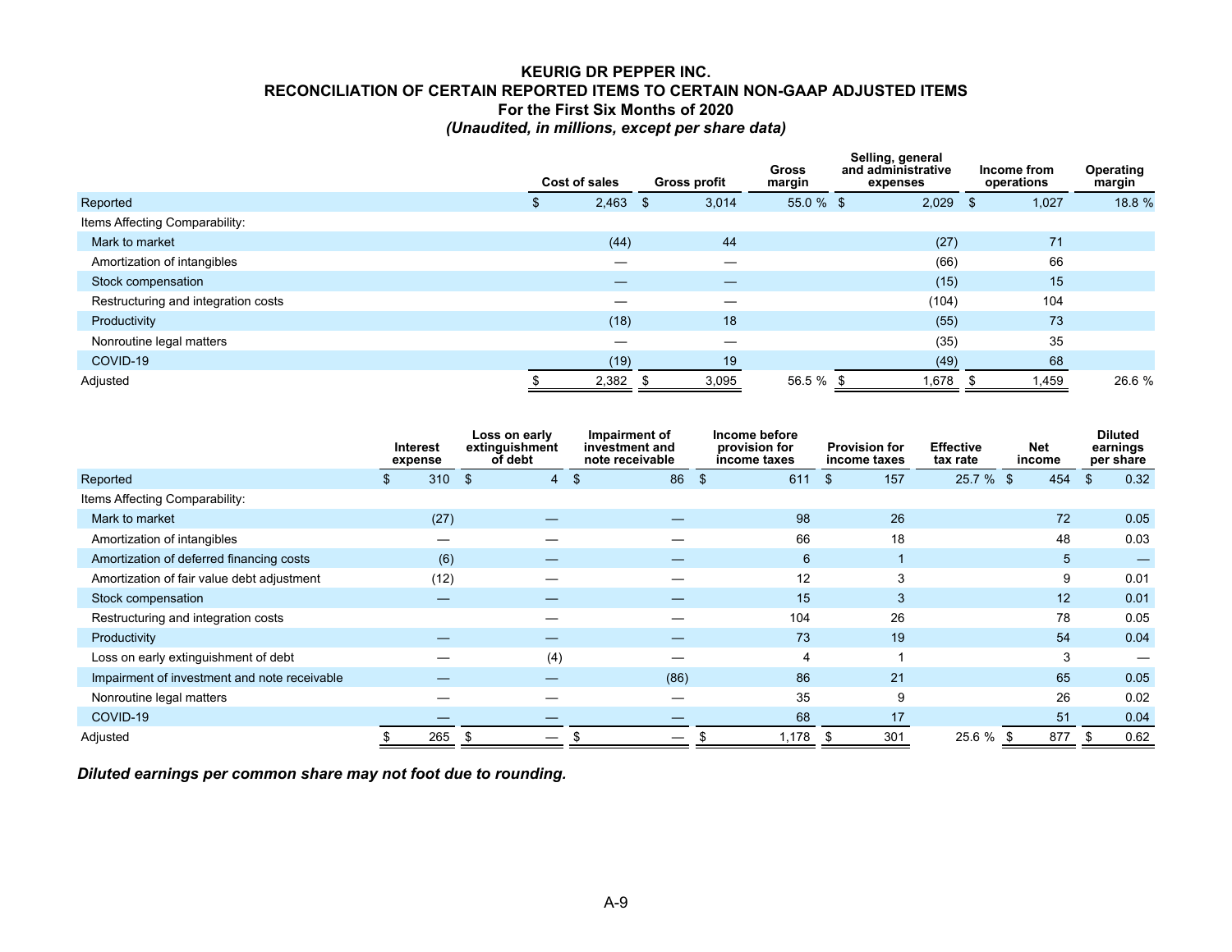# KEURIG DR PEPPER INC.
## RECONCILIATION OF CERTAIN REPORTED ITEMS TO CERTAIN NON-GAAP ADJUSTED ITEMS
### For the First Six Months of 2020
***(Unaudited, in millions, except per share data)***

| | Cost of sales | Gross profit | Gross margin | Selling, general and administrative expenses | Income from operations | Operating margin |
|---|---|---|---|---|---|---|
| Reported | $ 2,463 | $ 3,014 | 55.0 % | $ 2,029 | $ 1,027 | 18.8 % |
| Items Affecting Comparability: | | | | | | |
| Mark to market | (44) | 44 | | (27) | 71 | |
| Amortization of intangibles | — | — | | (66) | 66 | |
| Stock compensation | — | — | | (15) | 15 | |
| Restructuring and integration costs | — | — | | (104) | 104 | |
| Productivity | (18) | 18 | | (55) | 73 | |
| Nonroutine legal matters | — | — | | (35) | 35 | |
| COVID-19 | (19) | 19 | | (49) | 68 | |
| Adjusted | $ 2,382 | $ 3,095 | 56.5 % | $ 1,678 | $ 1,459 | 26.6 % |

| | Interest expense | Loss on early extinguishment of debt | Impairment of investment and note receivable | Income before provision for income taxes | Provision for income taxes | Effective tax rate | Net income | Diluted earnings per share |
|---|---|---|---|---|---|---|---|---|
| Reported | $ 310 | $ 4 | $ 86 | $ 611 | $ 157 | 25.7 % | $ 454 | $ 0.32 |
| Items Affecting Comparability: | | | | | | | | |
| Mark to market | (27) | — | — | 98 | 26 | | 72 | 0.05 |
| Amortization of intangibles | — | — | — | 66 | 18 | | 48 | 0.03 |
| Amortization of deferred financing costs | (6) | — | — | 6 | 1 | | 5 | — |
| Amortization of fair value debt adjustment | (12) | — | — | 12 | 3 | | 9 | 0.01 |
| Stock compensation | — | — | — | 15 | 3 | | 12 | 0.01 |
| Restructuring and integration costs | | — | — | 104 | 26 | | 78 | 0.05 |
| Productivity | — | — | — | 73 | 19 | | 54 | 0.04 |
| Loss on early extinguishment of debt | — | (4) | — | 4 | 1 | | 3 | — |
| Impairment of investment and note receivable | — | — | (86) | 86 | 21 | | 65 | 0.05 |
| Nonroutine legal matters | — | — | — | 35 | 9 | | 26 | 0.02 |
| COVID-19 | — | — | — | 68 | 17 | | 51 | 0.04 |
| Adjusted | $ 265 | $ — | $ — | $ 1,178 | $ 301 | 25.6 % | $ 877 | $ 0.62 |

***Diluted earnings per common share may not foot due to rounding.***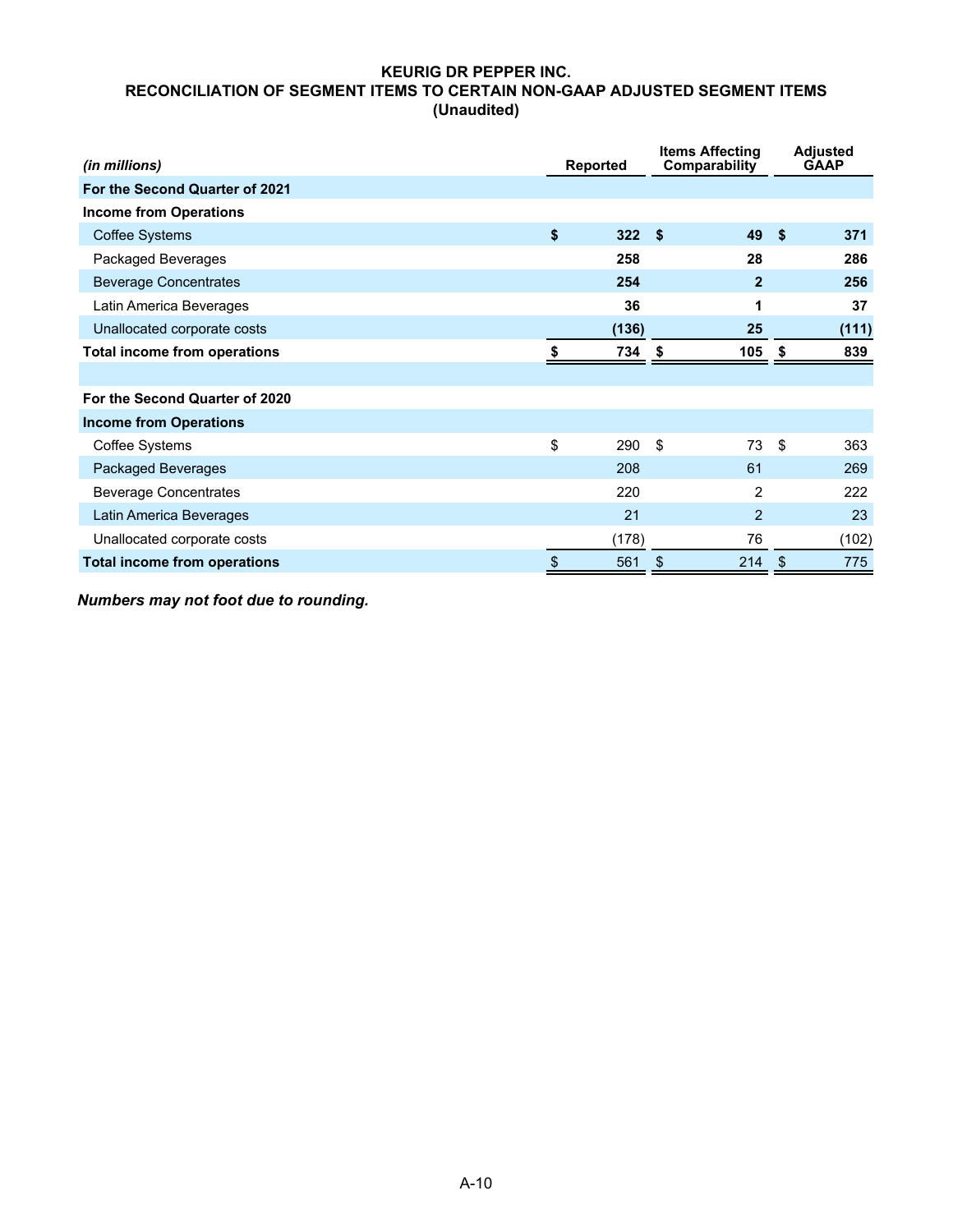**KEURIG DR PEPPER INC.**
**RECONCILIATION OF SEGMENT ITEMS TO CERTAIN NON-GAAP ADJUSTED SEGMENT ITEMS**
**(Unaudited)**

| *(in millions)* | Reported | Items Affecting Comparability | Adjusted GAAP |
|---|---|---|---|
| **For the Second Quarter of 2021** | | | |
| **Income from Operations** | | | |
| Coffee Systems | **$ 322** | **$ 49** | **$ 371** |
| Packaged Beverages | **258** | **28** | **286** |
| Beverage Concentrates | **254** | **2** | **256** |
| Latin America Beverages | **36** | **1** | **37** |
| Unallocated corporate costs | **(136)** | **25** | **(111)** |
| **Total income from operations** | **$ 734** | **$ 105** | **$ 839** |
| | | | |
| **For the Second Quarter of 2020** | | | |
| **Income from Operations** | | | |
| Coffee Systems | $ 290 | $ 73 | $ 363 |
| Packaged Beverages | 208 | 61 | 269 |
| Beverage Concentrates | 220 | 2 | 222 |
| Latin America Beverages | 21 | 2 | 23 |
| Unallocated corporate costs | (178) | 76 | (102) |
| **Total income from operations** | $ 561 | $ 214 | $ 775 |

***Numbers may not foot due to rounding.***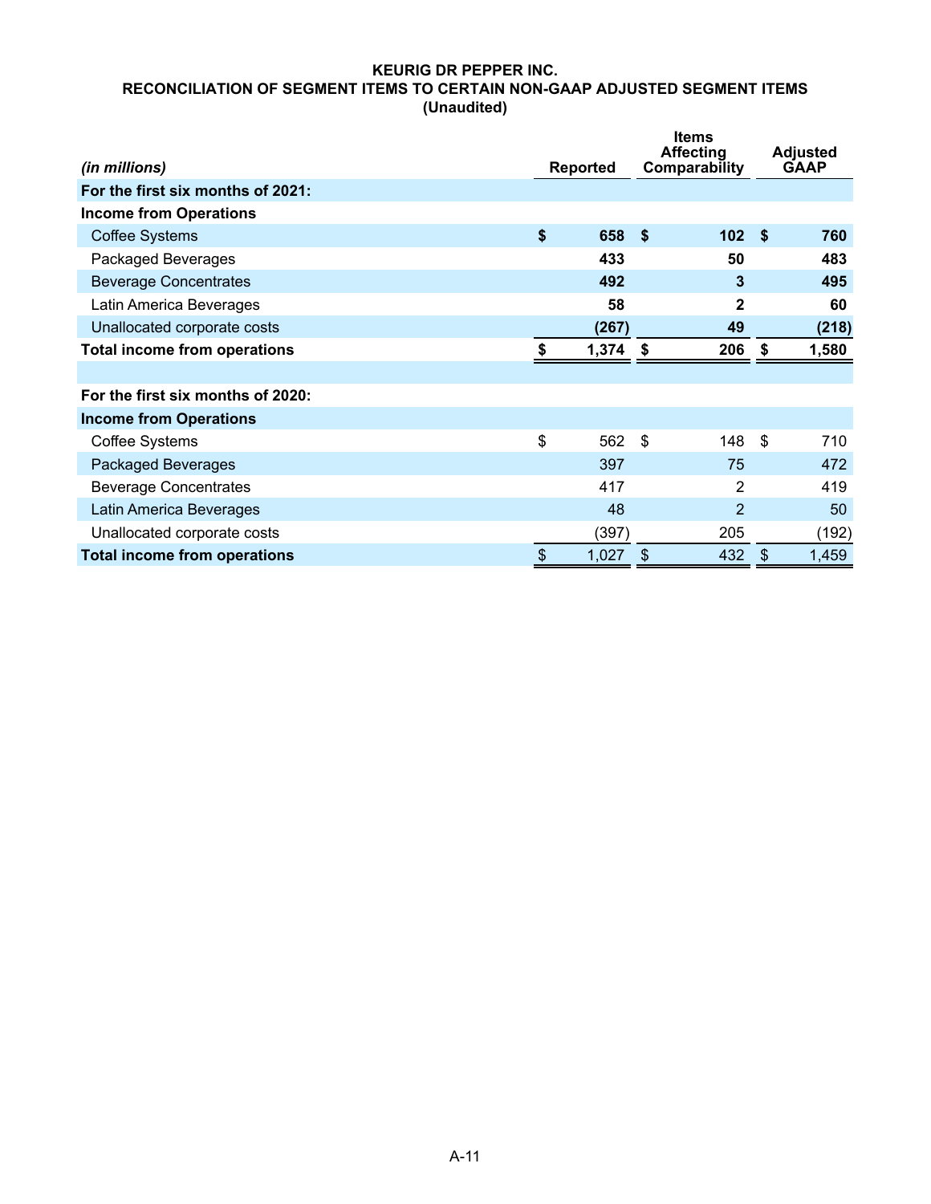**KEURIG DR PEPPER INC.**
**RECONCILIATION OF SEGMENT ITEMS TO CERTAIN NON-GAAP ADJUSTED SEGMENT ITEMS**
**(Unaudited)**

| *(in millions)* | Reported | Items Affecting Comparability | Adjusted GAAP |
|---|---|---|---|
| **For the first six months of 2021:** | | | |
| **Income from Operations** | | | |
| Coffee Systems | **$ 658** | **$ 102** | **$ 760** |
| Packaged Beverages | **433** | **50** | **483** |
| Beverage Concentrates | **492** | **3** | **495** |
| Latin America Beverages | **58** | **2** | **60** |
| Unallocated corporate costs | **(267)** | **49** | **(218)** |
| **Total income from operations** | **$ 1,374** | **$ 206** | **$ 1,580** |
| | | | |
| **For the first six months of 2020:** | | | |
| **Income from Operations** | | | |
| Coffee Systems | $ 562 | $ 148 | $ 710 |
| Packaged Beverages | 397 | 75 | 472 |
| Beverage Concentrates | 417 | 2 | 419 |
| Latin America Beverages | 48 | 2 | 50 |
| Unallocated corporate costs | (397) | 205 | (192) |
| **Total income from operations** | $ 1,027 | $ 432 | $ 1,459 |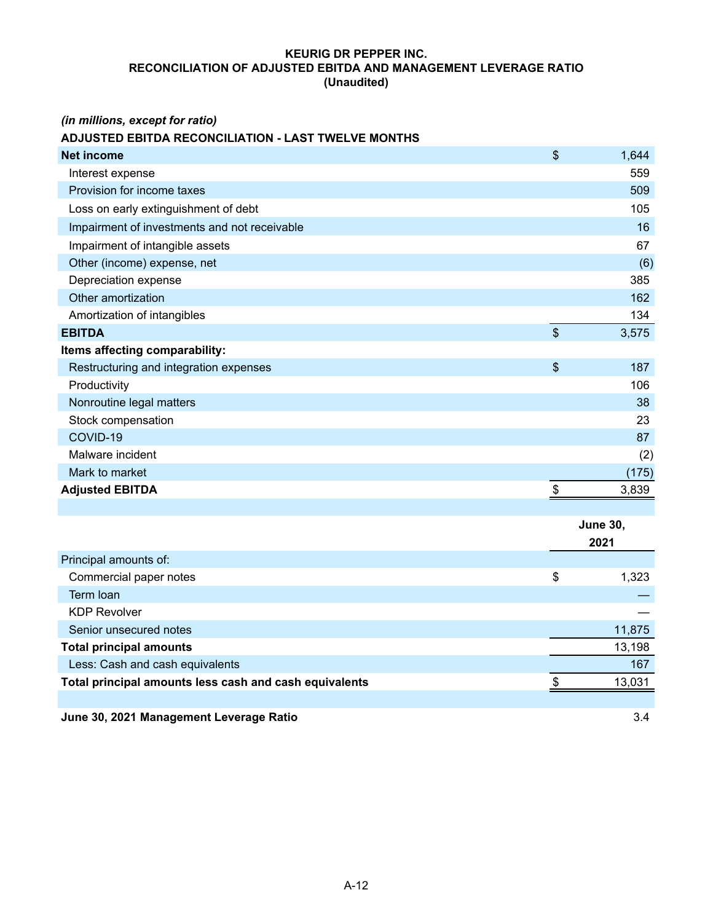**KEURIG DR PEPPER INC.**
**RECONCILIATION OF ADJUSTED EBITDA AND MANAGEMENT LEVERAGE RATIO**
**(Unaudited)**

*(in millions, except for ratio)*

**ADJUSTED EBITDA RECONCILIATION - LAST TWELVE MONTHS**

| | | |
|---|---|---|
| **Net income** | $ | 1,644 |
| Interest expense | | 559 |
| Provision for income taxes | | 509 |
| Loss on early extinguishment of debt | | 105 |
| Impairment of investments and not receivable | | 16 |
| Impairment of intangible assets | | 67 |
| Other (income) expense, net | | (6) |
| Depreciation expense | | 385 |
| Other amortization | | 162 |
| Amortization of intangibles | | 134 |
| **EBITDA** | $ | 3,575 |
| **Items affecting comparability:** | | |
| Restructuring and integration expenses | $ | 187 |
| Productivity | | 106 |
| Nonroutine legal matters | | 38 |
| Stock compensation | | 23 |
| COVID-19 | | 87 |
| Malware incident | | (2) |
| Mark to market | | (175) |
| **Adjusted EBITDA** | $ | 3,839 |

| | | **June 30, 2021** |
|---|---|---|
| Principal amounts of: | | |
| Commercial paper notes | $ | 1,323 |
| Term loan | | — |
| KDP Revolver | | — |
| Senior unsecured notes | | 11,875 |
| **Total principal amounts** | | 13,198 |
| Less: Cash and cash equivalents | | 167 |
| **Total principal amounts less cash and cash equivalents** | $ | 13,031 |
| | | |
| **June 30, 2021 Management Leverage Ratio** | | 3.4 |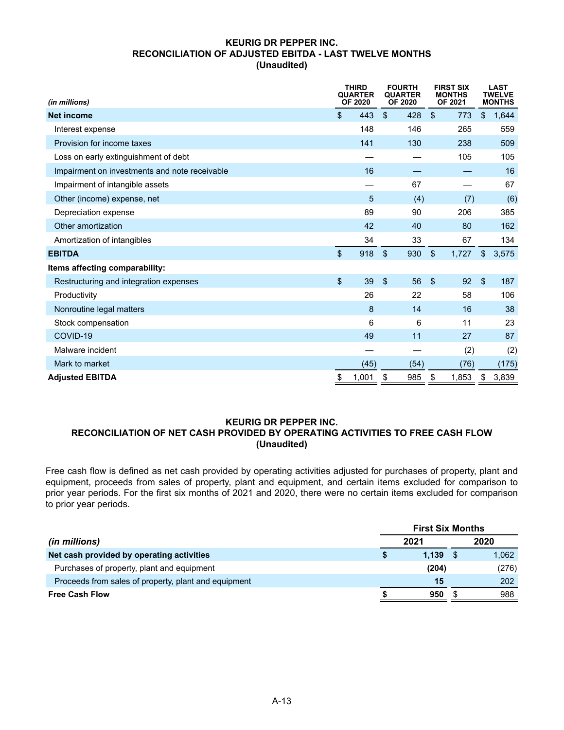**KEURIG DR PEPPER INC.**
**RECONCILIATION OF ADJUSTED EBITDA - LAST TWELVE MONTHS**
**(Unaudited)**

| *(in millions)* | THIRD QUARTER OF 2020 | FOURTH QUARTER OF 2020 | FIRST SIX MONTHS OF 2021 | LAST TWELVE MONTHS |
|---|---|---|---|---|
| **Net income** | $ 443 | $ 428 | $ 773 | $ 1,644 |
| Interest expense | 148 | 146 | 265 | 559 |
| Provision for income taxes | 141 | 130 | 238 | 509 |
| Loss on early extinguishment of debt | — | — | 105 | 105 |
| Impairment on investments and note receivable | 16 | — | — | 16 |
| Impairment of intangible assets | — | 67 | — | 67 |
| Other (income) expense, net | 5 | (4) | (7) | (6) |
| Depreciation expense | 89 | 90 | 206 | 385 |
| Other amortization | 42 | 40 | 80 | 162 |
| Amortization of intangibles | 34 | 33 | 67 | 134 |
| **EBITDA** | $ 918 | $ 930 | $ 1,727 | $ 3,575 |
| **Items affecting comparability:** | | | | |
| Restructuring and integration expenses | $ 39 | $ 56 | $ 92 | $ 187 |
| Productivity | 26 | 22 | 58 | 106 |
| Nonroutine legal matters | 8 | 14 | 16 | 38 |
| Stock compensation | 6 | 6 | 11 | 23 |
| COVID-19 | 49 | 11 | 27 | 87 |
| Malware incident | — | — | (2) | (2) |
| Mark to market | (45) | (54) | (76) | (175) |
| **Adjusted EBITDA** | $ 1,001 | $ 985 | $ 1,853 | $ 3,839 |

**KEURIG DR PEPPER INC.**
**RECONCILIATION OF NET CASH PROVIDED BY OPERATING ACTIVITIES TO FREE CASH FLOW**
**(Unaudited)**

Free cash flow is defined as net cash provided by operating activities adjusted for purchases of property, plant and equipment, proceeds from sales of property, plant and equipment, and certain items excluded for comparison to prior year periods. For the first six months of 2021 and 2020, there were no certain items excluded for comparison to prior year periods.

| | **First Six Months** | |
|---|---|---|
| *(in millions)* | **2021** | **2020** |
| **Net cash provided by operating activities** | **$ 1,139** | $ 1,062 |
| Purchases of property, plant and equipment | **(204)** | (276) |
| Proceeds from sales of property, plant and equipment | **15** | 202 |
| **Free Cash Flow** | **$ 950** | $ 988 |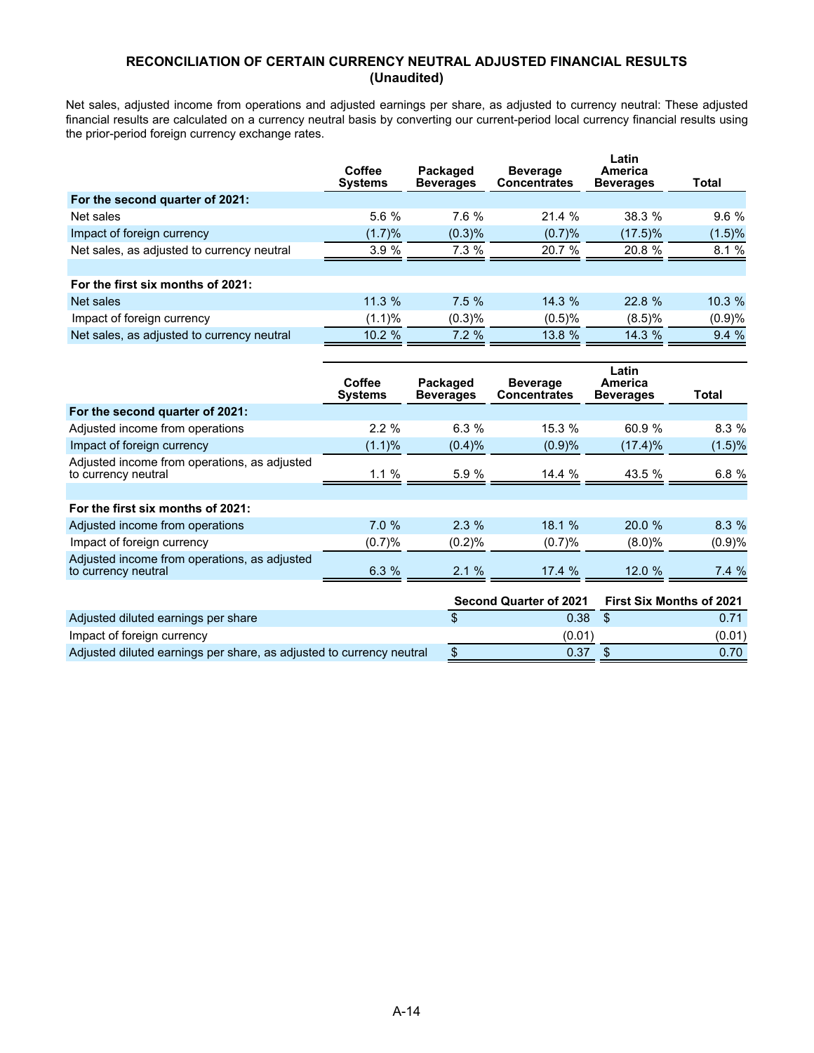## RECONCILIATION OF CERTAIN CURRENCY NEUTRAL ADJUSTED FINANCIAL RESULTS
## (Unaudited)

Net sales, adjusted income from operations and adjusted earnings per share, as adjusted to currency neutral: These adjusted financial results are calculated on a currency neutral basis by converting our current-period local currency financial results using the prior-period foreign currency exchange rates.

| | Coffee Systems | Packaged Beverages | Beverage Concentrates | Latin America Beverages | Total |
|---|---|---|---|---|---|
| **For the second quarter of 2021:** | | | | | |
| Net sales | 5.6 % | 7.6 % | 21.4 % | 38.3 % | 9.6 % |
| Impact of foreign currency | (1.7)% | (0.3)% | (0.7)% | (17.5)% | (1.5)% |
| Net sales, as adjusted to currency neutral | 3.9 % | 7.3 % | 20.7 % | 20.8 % | 8.1 % |
| **For the first six months of 2021:** | | | | | |
| Net sales | 11.3 % | 7.5 % | 14.3 % | 22.8 % | 10.3 % |
| Impact of foreign currency | (1.1)% | (0.3)% | (0.5)% | (8.5)% | (0.9)% |
| Net sales, as adjusted to currency neutral | 10.2 % | 7.2 % | 13.8 % | 14.3 % | 9.4 % |

| | Coffee Systems | Packaged Beverages | Beverage Concentrates | Latin America Beverages | Total |
|---|---|---|---|---|---|
| **For the second quarter of 2021:** | | | | | |
| Adjusted income from operations | 2.2 % | 6.3 % | 15.3 % | 60.9 % | 8.3 % |
| Impact of foreign currency | (1.1)% | (0.4)% | (0.9)% | (17.4)% | (1.5)% |
| Adjusted income from operations, as adjusted to currency neutral | 1.1 % | 5.9 % | 14.4 % | 43.5 % | 6.8 % |
| **For the first six months of 2021:** | | | | | |
| Adjusted income from operations | 7.0 % | 2.3 % | 18.1 % | 20.0 % | 8.3 % |
| Impact of foreign currency | (0.7)% | (0.2)% | (0.7)% | (8.0)% | (0.9)% |
| Adjusted income from operations, as adjusted to currency neutral | 6.3 % | 2.1 % | 17.4 % | 12.0 % | 7.4 % |

| | Second Quarter of 2021 | First Six Months of 2021 |
|---|---|---|
| Adjusted diluted earnings per share | $ 0.38 | $ 0.71 |
| Impact of foreign currency | (0.01) | (0.01) |
| Adjusted diluted earnings per share, as adjusted to currency neutral | $ 0.37 | $ 0.70 |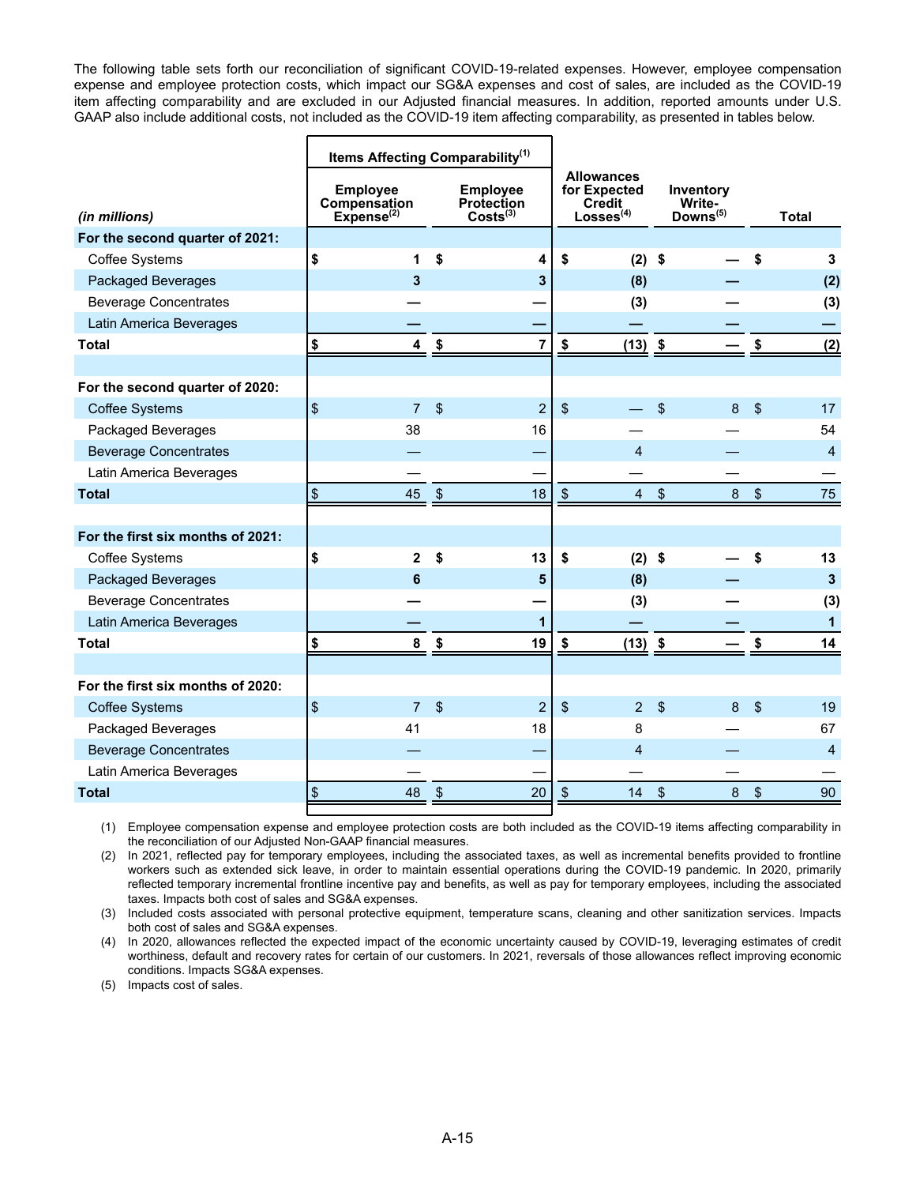The following table sets forth our reconciliation of significant COVID-19-related expenses. However, employee compensation expense and employee protection costs, which impact our SG&A expenses and cost of sales, are included as the COVID-19 item affecting comparability and are excluded in our Adjusted financial measures. In addition, reported amounts under U.S. GAAP also include additional costs, not included as the COVID-19 item affecting comparability, as presented in tables below.

| | Items Affecting Comparability[1] | | | | |
|---|---|---|---|---|---|
| *(in millions)* | Employee Compensation Expense[2] | Employee Protection Costs[3] | Allowances for Expected Credit Losses[4] | Inventory Write-Downs[5] | Total |
| **For the second quarter of 2021:** | | | | | |
| Coffee Systems | **$ 1** | **$ 4** | **$ (2)** | **$ —** | **$ 3** |
| Packaged Beverages | **3** | **3** | **(8)** | **—** | **(2)** |
| Beverage Concentrates | **—** | **—** | **(3)** | **—** | **(3)** |
| Latin America Beverages | **—** | **—** | **—** | **—** | **—** |
| **Total** | **$ 4** | **$ 7** | **$ (13)** | **$ —** | **$ (2)** |
| | | | | | |
| **For the second quarter of 2020:** | | | | | |
| Coffee Systems | $ 7 | $ 2 | $ — | $ 8 | $ 17 |
| Packaged Beverages | 38 | 16 | — | — | 54 |
| Beverage Concentrates | — | — | 4 | — | 4 |
| Latin America Beverages | — | — | — | — | — |
| **Total** | $ 45 | $ 18 | $ 4 | $ 8 | $ 75 |
| | | | | | |
| **For the first six months of 2021:** | | | | | |
| Coffee Systems | **$ 2** | **$ 13** | **$ (2)** | **$ —** | **$ 13** |
| Packaged Beverages | **6** | **5** | **(8)** | **—** | **3** |
| Beverage Concentrates | **—** | **—** | **(3)** | **—** | **(3)** |
| Latin America Beverages | **—** | **1** | **—** | **—** | **1** |
| **Total** | **$ 8** | **$ 19** | **$ (13)** | **$ —** | **$ 14** |
| | | | | | |
| **For the first six months of 2020:** | | | | | |
| Coffee Systems | $ 7 | $ 2 | $ 2 | $ 8 | $ 19 |
| Packaged Beverages | 41 | 18 | 8 | — | 67 |
| Beverage Concentrates | — | — | 4 | — | 4 |
| Latin America Beverages | — | — | — | — | — |
| **Total** | $ 48 | $ 20 | $ 14 | $ 8 | $ 90 |

(1) Employee compensation expense and employee protection costs are both included as the COVID-19 items affecting comparability in the reconciliation of our Adjusted Non-GAAP financial measures.

(2) In 2021, reflected pay for temporary employees, including the associated taxes, as well as incremental benefits provided to frontline workers such as extended sick leave, in order to maintain essential operations during the COVID-19 pandemic. In 2020, primarily reflected temporary incremental frontline incentive pay and benefits, as well as pay for temporary employees, including the associated taxes. Impacts both cost of sales and SG&A expenses.

(3) Included costs associated with personal protective equipment, temperature scans, cleaning and other sanitization services. Impacts both cost of sales and SG&A expenses.

(4) In 2020, allowances reflected the expected impact of the economic uncertainty caused by COVID-19, leveraging estimates of credit worthiness, default and recovery rates for certain of our customers. In 2021, reversals of those allowances reflect improving economic conditions. Impacts SG&A expenses.

(5) Impacts cost of sales.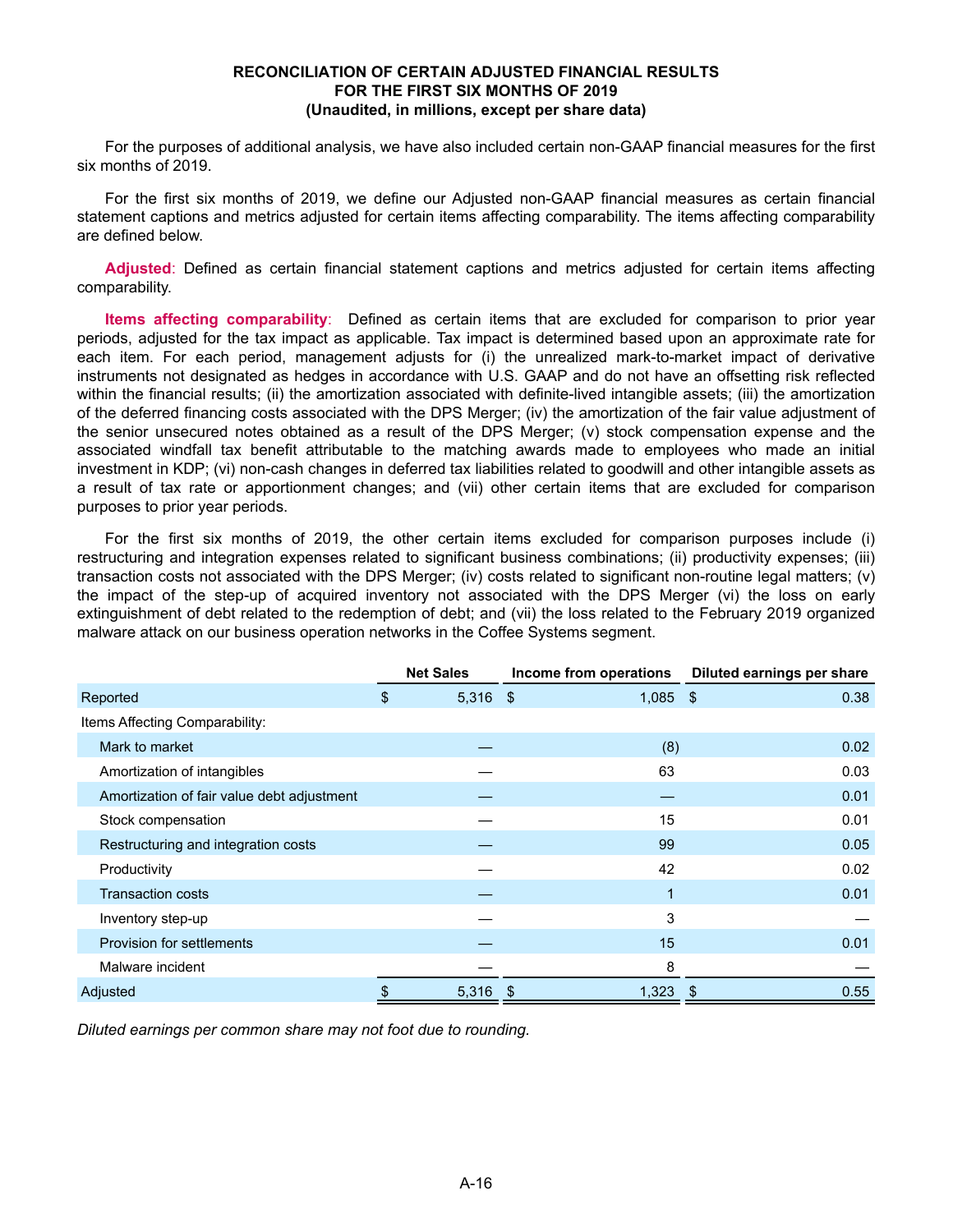**RECONCILIATION OF CERTAIN ADJUSTED FINANCIAL RESULTS**
**FOR THE FIRST SIX MONTHS OF 2019**
**(Unaudited, in millions, except per share data)**

For the purposes of additional analysis, we have also included certain non-GAAP financial measures for the first six months of 2019.

For the first six months of 2019, we define our Adjusted non-GAAP financial measures as certain financial statement captions and metrics adjusted for certain items affecting comparability. The items affecting comparability are defined below.

**Adjusted**: Defined as certain financial statement captions and metrics adjusted for certain items affecting comparability.

**Items affecting comparability**: Defined as certain items that are excluded for comparison to prior year periods, adjusted for the tax impact as applicable. Tax impact is determined based upon an approximate rate for each item. For each period, management adjusts for (i) the unrealized mark-to-market impact of derivative instruments not designated as hedges in accordance with U.S. GAAP and do not have an offsetting risk reflected within the financial results; (ii) the amortization associated with definite-lived intangible assets; (iii) the amortization of the deferred financing costs associated with the DPS Merger; (iv) the amortization of the fair value adjustment of the senior unsecured notes obtained as a result of the DPS Merger; (v) stock compensation expense and the associated windfall tax benefit attributable to the matching awards made to employees who made an initial investment in KDP; (vi) non-cash changes in deferred tax liabilities related to goodwill and other intangible assets as a result of tax rate or apportionment changes; and (vii) other certain items that are excluded for comparison purposes to prior year periods.

For the first six months of 2019, the other certain items excluded for comparison purposes include (i) restructuring and integration expenses related to significant business combinations; (ii) productivity expenses; (iii) transaction costs not associated with the DPS Merger; (iv) costs related to significant non-routine legal matters; (v) the impact of the step-up of acquired inventory not associated with the DPS Merger (vi) the loss on early extinguishment of debt related to the redemption of debt; and (vii) the loss related to the February 2019 organized malware attack on our business operation networks in the Coffee Systems segment.

| | Net Sales | Income from operations | Diluted earnings per share |
|---|---|---|---|
| Reported | $ 5,316 | $ 1,085 | $ 0.38 |
| Items Affecting Comparability: | | | |
| Mark to market | — | (8) | 0.02 |
| Amortization of intangibles | — | 63 | 0.03 |
| Amortization of fair value debt adjustment | — | — | 0.01 |
| Stock compensation | — | 15 | 0.01 |
| Restructuring and integration costs | — | 99 | 0.05 |
| Productivity | — | 42 | 0.02 |
| Transaction costs | — | 1 | 0.01 |
| Inventory step-up | — | 3 | — |
| Provision for settlements | — | 15 | 0.01 |
| Malware incident | — | 8 | — |
| Adjusted | $ 5,316 | $ 1,323 | $ 0.55 |

*Diluted earnings per common share may not foot due to rounding.*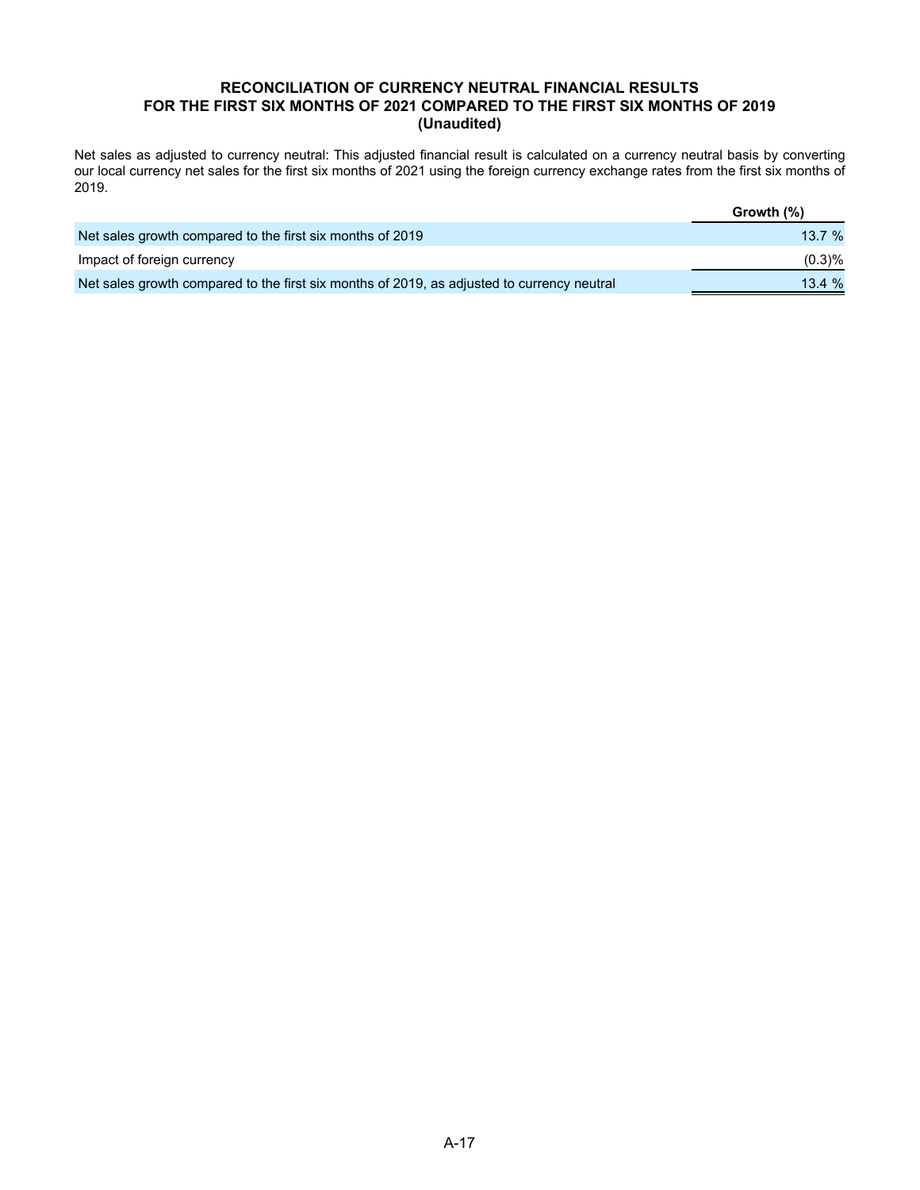# RECONCILIATION OF CURRENCY NEUTRAL FINANCIAL RESULTS FOR THE FIRST SIX MONTHS OF 2021 COMPARED TO THE FIRST SIX MONTHS OF 2019 (Unaudited)

Net sales as adjusted to currency neutral: This adjusted financial result is calculated on a currency neutral basis by converting our local currency net sales for the first six months of 2021 using the foreign currency exchange rates from the first six months of 2019.

| | Growth (%) |
|---|---|
| Net sales growth compared to the first six months of 2019 | 13.7 % |
| Impact of foreign currency | (0.3)% |
| Net sales growth compared to the first six months of 2019, as adjusted to currency neutral | 13.4 % |